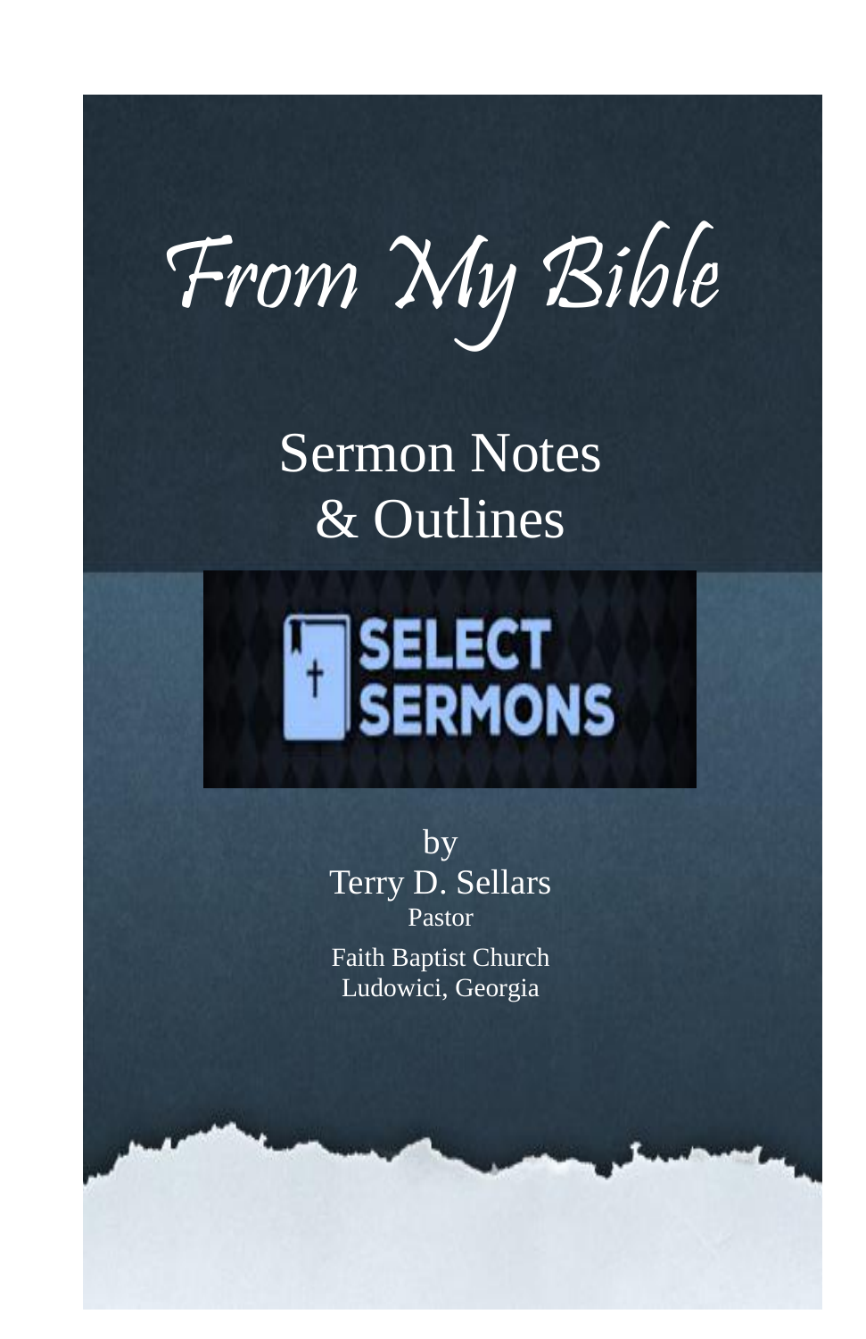# From My Bible

## Sermon Notes & Outlines

SELECT SERMONS

by

Terry D. Sellars

Pastor

Faith Baptist Church

Ludowici, Georgia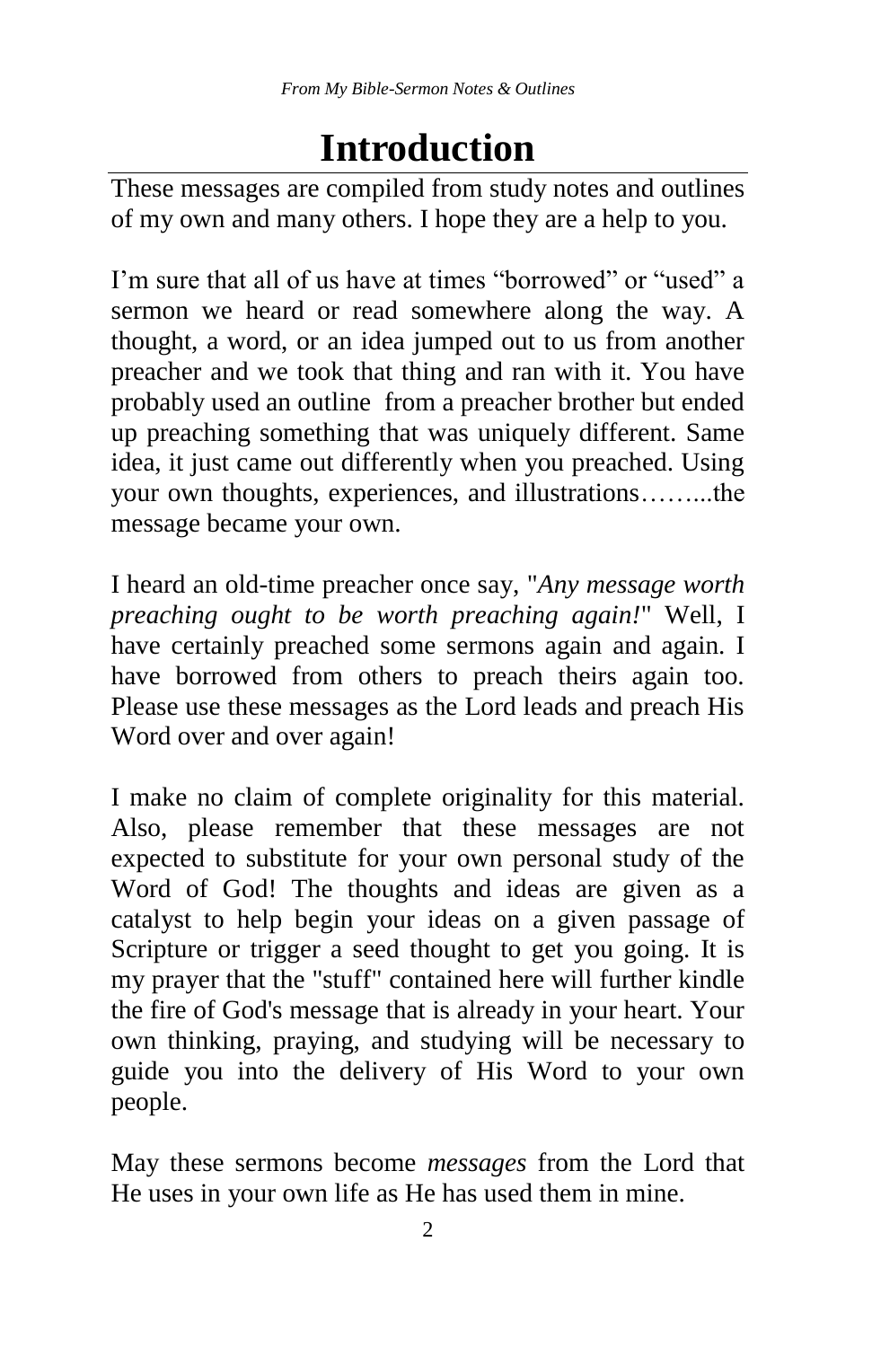# Introduction

These messages are compiled from study notes and outlines of my own and many others. I hope they are a help to you.

I'm sure that all of us have at times "borrowed" or "used" a sermon we heard or read somewhere along the way. A thought, a word, or an idea jumped out to us from another preacher and we took that thing and ran with it. You have probably used an outline from a preacher brother but ended up preaching something that was uniquely different. Same idea, it just came out differently when you preached. Using your own thoughts, experiences, and illustrations……...the message became your own.

I heard an old-time preacher once say, "*Any message worth preaching ought to be worth preaching again!*" Well, I have certainly preached some sermons again and again. I have borrowed from others to preach theirs again too. Please use these messages as the Lord leads and preach His Word over and over again!

I make no claim of complete originality for this material. Also, please remember that these messages are not expected to substitute for your own personal study of the Word of God! The thoughts and ideas are given as a catalyst to help begin your ideas on a given passage of Scripture or trigger a seed thought to get you going. It is my prayer that the "stuff" contained here will further kindle the fire of God's message that is already in your heart. Your own thinking, praying, and studying will be necessary to guide you into the delivery of His Word to your own people.

May these sermons become *messages* from the Lord that He uses in your own life as He has used them in mine.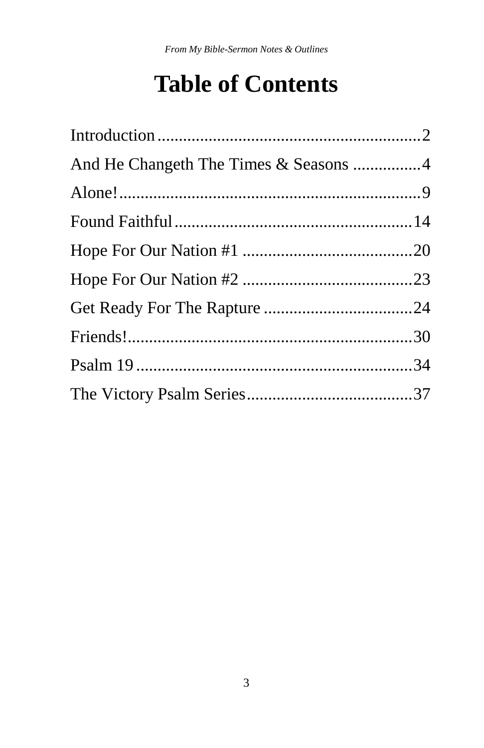# Table of Contents

Introduction .............................................................. 2

And He Changeth The Times & Seasons ................ 4

Alone! ........................................................................ 9

Found Faithful ......................................................... 14

Hope For Our Nation #1 ......................................... 20

Hope For Our Nation #2 ......................................... 23

Get Ready For The Rapture .................................... 24

Friends! ................................................................... 30

Psalm 19 .................................................................. 34

The Victory Psalm Series ........................................ 37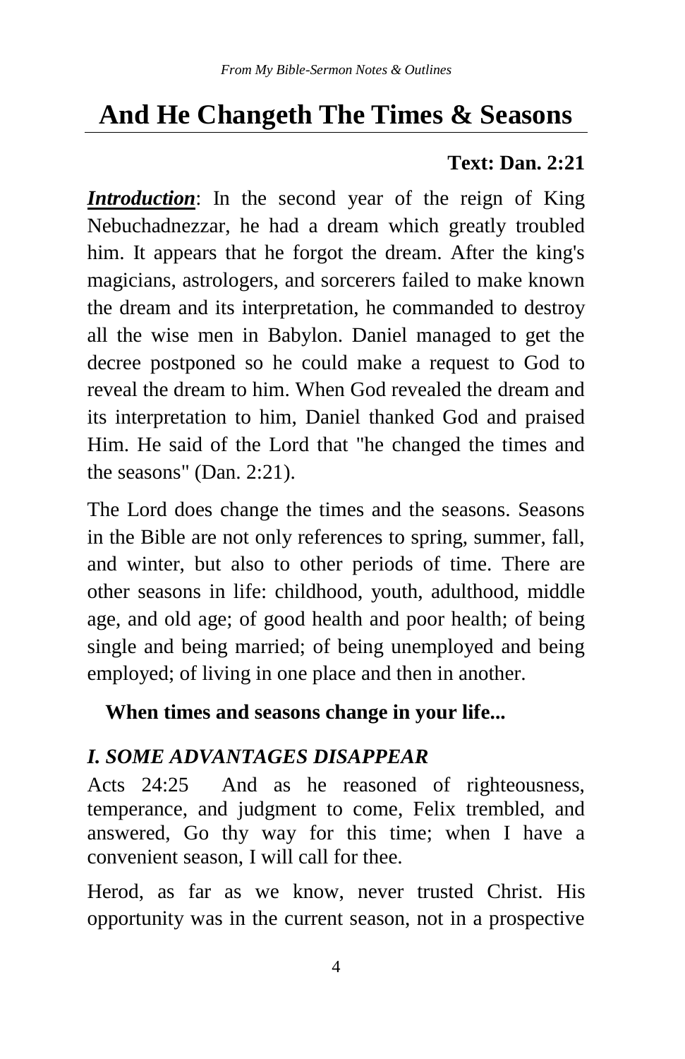# And He Changeth The Times & Seasons

**Text: Dan. 2:21**

***Introduction***: In the second year of the reign of King Nebuchadnezzar, he had a dream which greatly troubled him. It appears that he forgot the dream. After the king's magicians, astrologers, and sorcerers failed to make known the dream and its interpretation, he commanded to destroy all the wise men in Babylon. Daniel managed to get the decree postponed so he could make a request to God to reveal the dream to him. When God revealed the dream and its interpretation to him, Daniel thanked God and praised Him. He said of the Lord that "he changed the times and the seasons" (Dan. 2:21).

The Lord does change the times and the seasons. Seasons in the Bible are not only references to spring, summer, fall, and winter, but also to other periods of time. There are other seasons in life: childhood, youth, adulthood, middle age, and old age; of good health and poor health; of being single and being married; of being unemployed and being employed; of living in one place and then in another.

**When times and seasons change in your life...**

### *I. SOME ADVANTAGES DISAPPEAR*

Acts 24:25 And as he reasoned of righteousness, temperance, and judgment to come, Felix trembled, and answered, Go thy way for this time; when I have a convenient season, I will call for thee.

Herod, as far as we know, never trusted Christ. His opportunity was in the current season, not in a prospective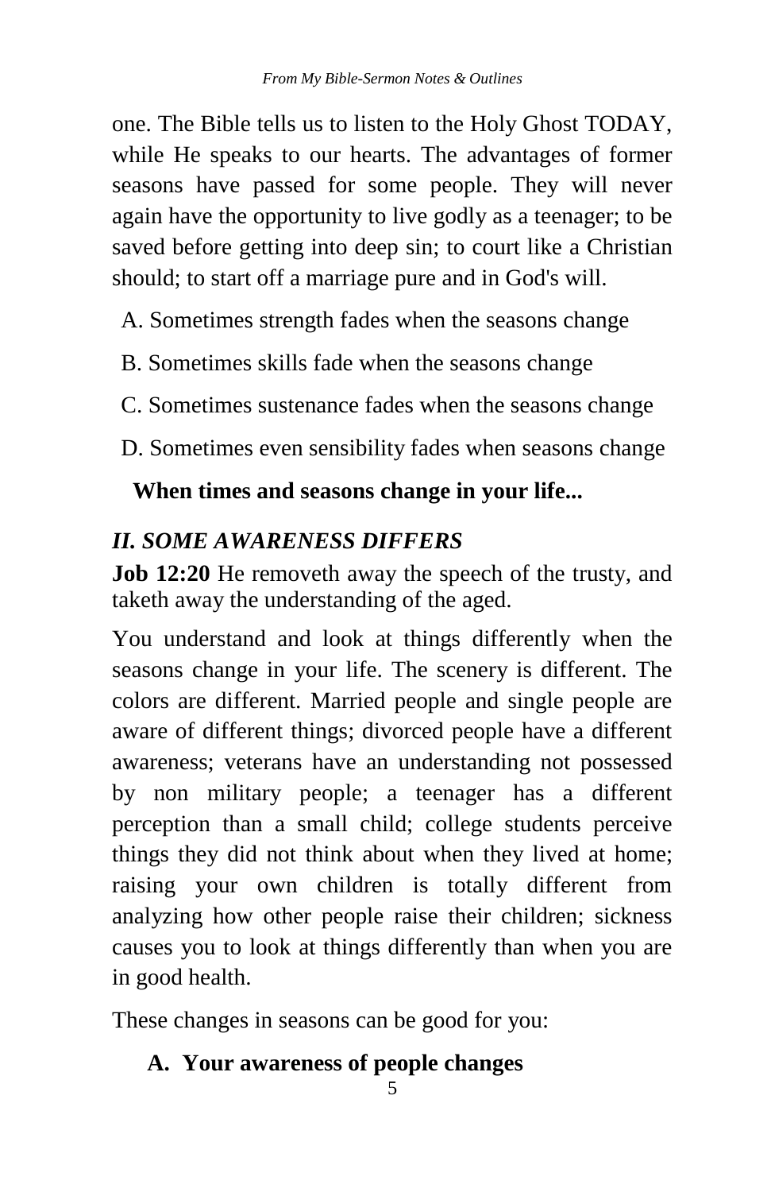one. The Bible tells us to listen to the Holy Ghost TODAY, while He speaks to our hearts. The advantages of former seasons have passed for some people. They will never again have the opportunity to live godly as a teenager; to be saved before getting into deep sin; to court like a Christian should; to start off a marriage pure and in God's will.

A. Sometimes strength fades when the seasons change

B. Sometimes skills fade when the seasons change

C. Sometimes sustenance fades when the seasons change

D. Sometimes even sensibility fades when seasons change

**When times and seasons change in your life...**

## *II. SOME AWARENESS DIFFERS*

**Job 12:20** He removeth away the speech of the trusty, and taketh away the understanding of the aged.

You understand and look at things differently when the seasons change in your life. The scenery is different. The colors are different. Married people and single people are aware of different things; divorced people have a different awareness; veterans have an understanding not possessed by non military people; a teenager has a different perception than a small child; college students perceive things they did not think about when they lived at home; raising your own children is totally different from analyzing how other people raise their children; sickness causes you to look at things differently than when you are in good health.

These changes in seasons can be good for you:

**A. Your awareness of people changes**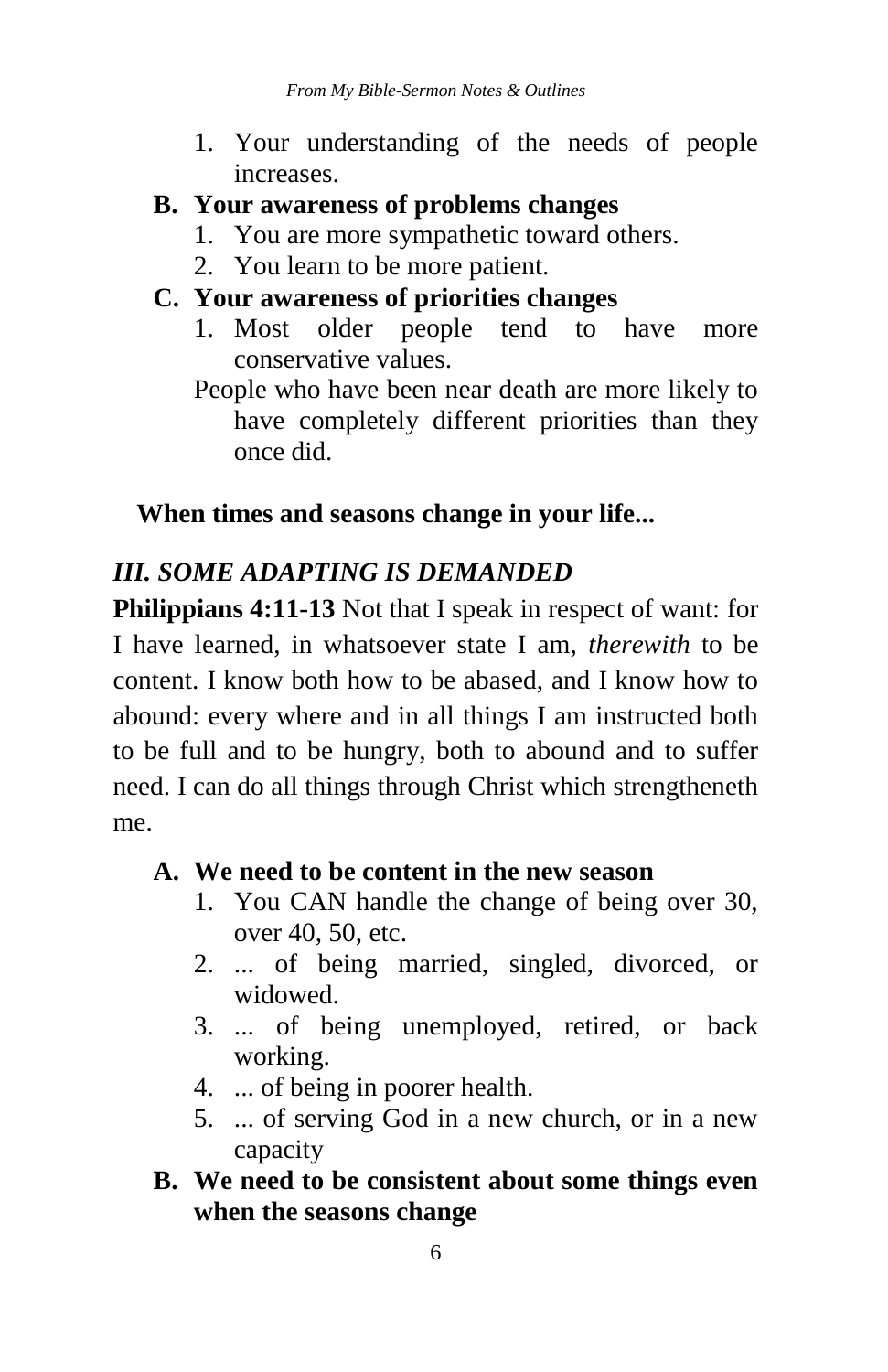1. Your understanding of the needs of people increases.

**B. Your awareness of problems changes**

1. You are more sympathetic toward others.
2. You learn to be more patient.

**C. Your awareness of priorities changes**

1. Most older people tend to have more conservative values.

People who have been near death are more likely to have completely different priorities than they once did.

**When times and seasons change in your life...**

### *III. SOME ADAPTING IS DEMANDED*

**Philippians 4:11-13** Not that I speak in respect of want: for I have learned, in whatsoever state I am, *therewith* to be content. I know both how to be abased, and I know how to abound: every where and in all things I am instructed both to be full and to be hungry, both to abound and to suffer need. I can do all things through Christ which strengtheneth me.

**A. We need to be content in the new season**

1. You CAN handle the change of being over 30, over 40, 50, etc.
2. ... of being married, singled, divorced, or widowed.
3. ... of being unemployed, retired, or back working.
4. ... of being in poorer health.
5. ... of serving God in a new church, or in a new capacity

**B. We need to be consistent about some things even when the seasons change**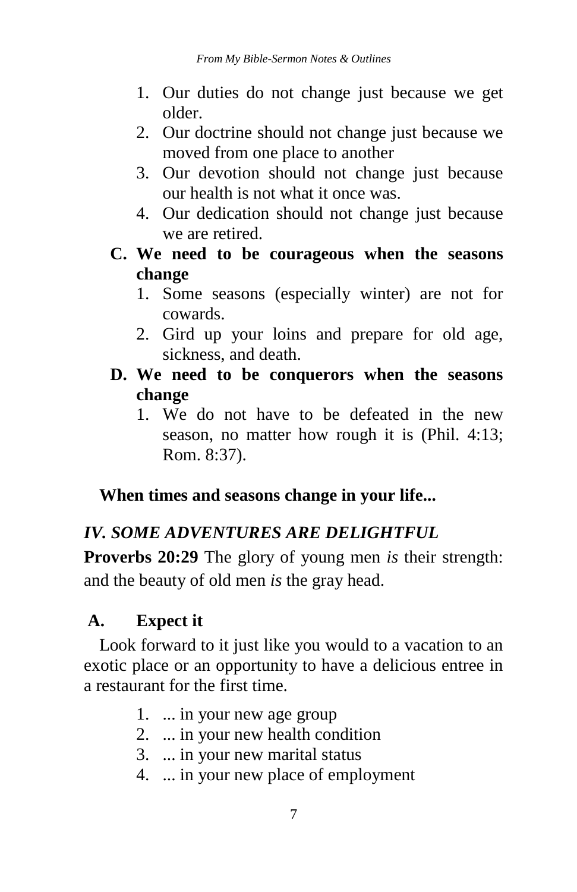1. Our duties do not change just because we get older.
2. Our doctrine should not change just because we moved from one place to another
3. Our devotion should not change just because our health is not what it once was.
4. Our dedication should not change just because we are retired.

**C. We need to be courageous when the seasons change**

1. Some seasons (especially winter) are not for cowards.
2. Gird up your loins and prepare for old age, sickness, and death.

**D. We need to be conquerors when the seasons change**

1. We do not have to be defeated in the new season, no matter how rough it is (Phil. 4:13; Rom. 8:37).

**When times and seasons change in your life...**

## *IV. SOME ADVENTURES ARE DELIGHTFUL*

**Proverbs 20:29** The glory of young men *is* their strength: and the beauty of old men *is* the gray head.

### A. Expect it

Look forward to it just like you would to a vacation to an exotic place or an opportunity to have a delicious entree in a restaurant for the first time.

1. ... in your new age group
2. ... in your new health condition
3. ... in your new marital status
4. ... in your new place of employment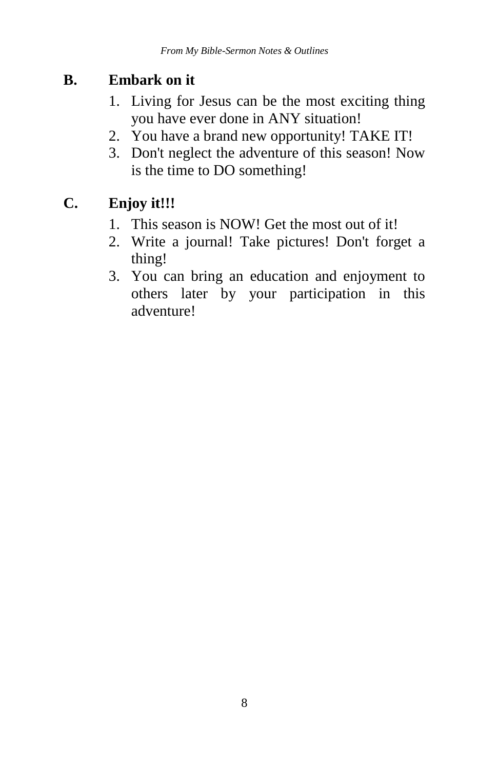**B. Embark on it**

1. Living for Jesus can be the most exciting thing you have ever done in ANY situation!
2. You have a brand new opportunity! TAKE IT!
3. Don't neglect the adventure of this season! Now is the time to DO something!

**C. Enjoy it!!!**

1. This season is NOW! Get the most out of it!
2. Write a journal! Take pictures! Don't forget a thing!
3. You can bring an education and enjoyment to others later by your participation in this adventure!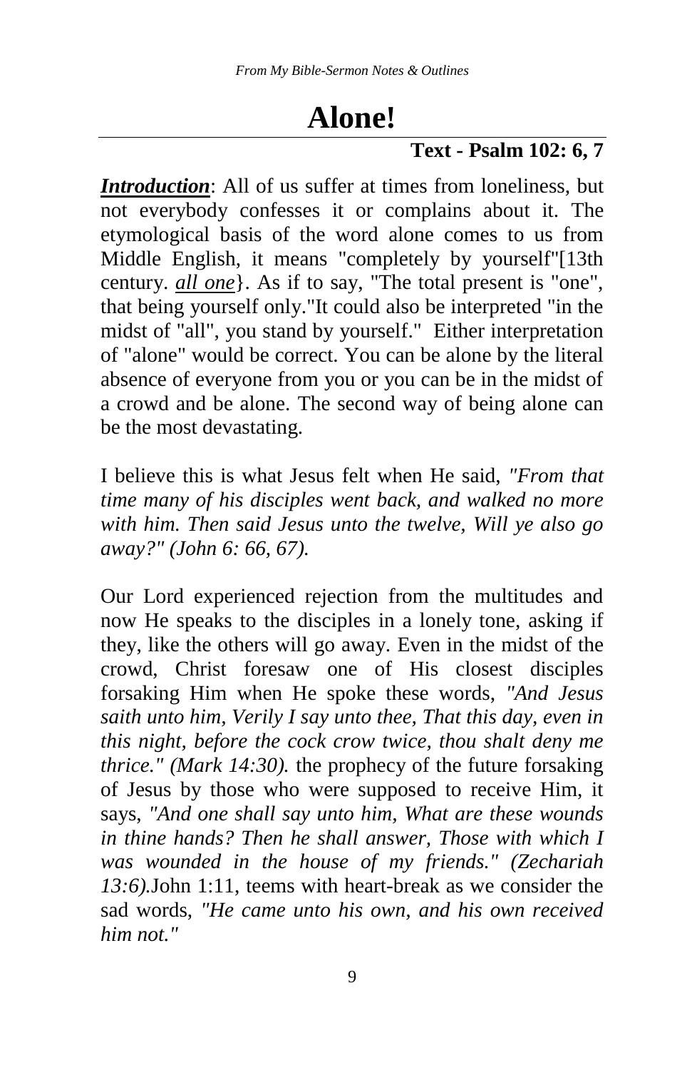# Alone!

**Text - Psalm 102: 6, 7**

***Introduction***: All of us suffer at times from loneliness, but not everybody confesses it or complains about it. The etymological basis of the word alone comes to us from Middle English, it means "completely by yourself"[13th century. *all one*}. As if to say, "The total present is "one", that being yourself only."It could also be interpreted "in the midst of "all", you stand by yourself." Either interpretation of "alone" would be correct. You can be alone by the literal absence of everyone from you or you can be in the midst of a crowd and be alone. The second way of being alone can be the most devastating.

I believe this is what Jesus felt when He said, *"From that time many of his disciples went back, and walked no more with him. Then said Jesus unto the twelve, Will ye also go away?" (John 6: 66, 67).*

Our Lord experienced rejection from the multitudes and now He speaks to the disciples in a lonely tone, asking if they, like the others will go away. Even in the midst of the crowd, Christ foresaw one of His closest disciples forsaking Him when He spoke these words, *"And Jesus saith unto him, Verily I say unto thee, That this day, even in this night, before the cock crow twice, thou shalt deny me thrice." (Mark 14:30).* the prophecy of the future forsaking of Jesus by those who were supposed to receive Him, it says, *"And one shall say unto him, What are these wounds in thine hands? Then he shall answer, Those with which I was wounded in the house of my friends." (Zechariah 13:6).*John 1:11, teems with heart-break as we consider the sad words, *"He came unto his own, and his own received him not."*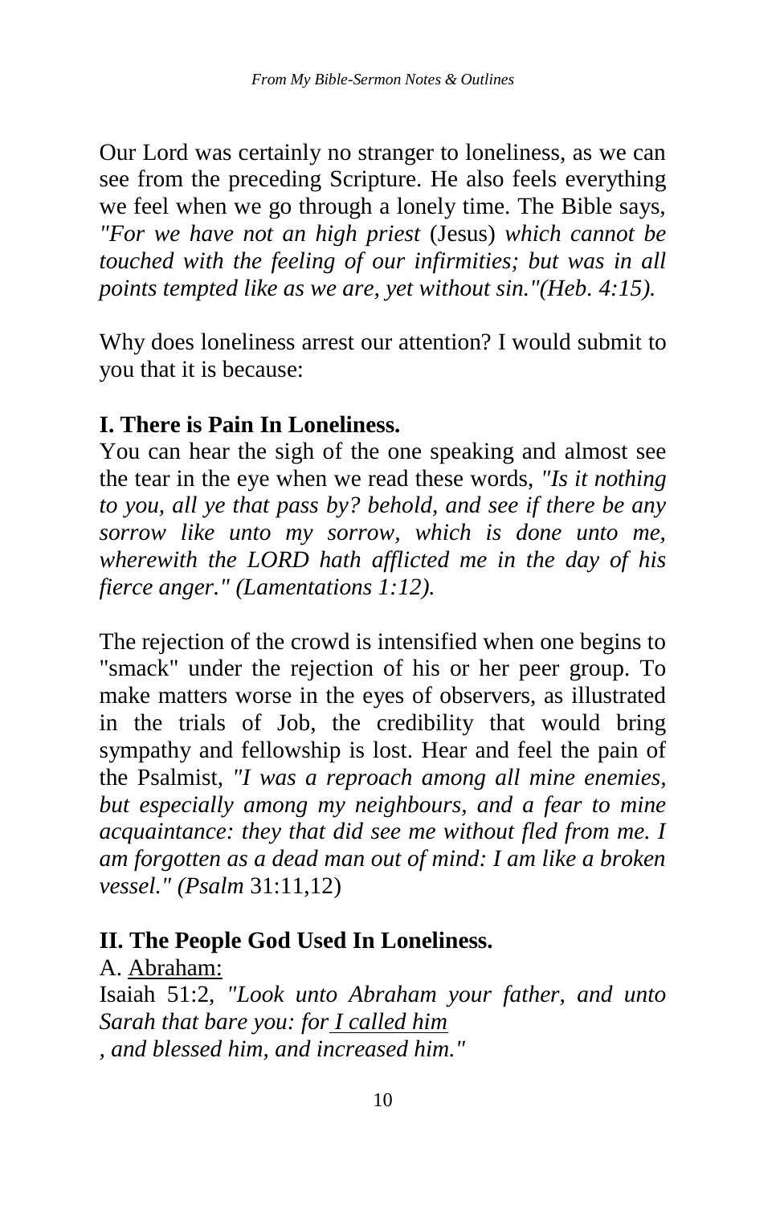Our Lord was certainly no stranger to loneliness, as we can see from the preceding Scripture. He also feels everything we feel when we go through a lonely time. The Bible says, *"For we have not an high priest* (Jesus) *which cannot be touched with the feeling of our infirmities; but was in all points tempted like as we are, yet without sin."(Heb. 4:15).*

Why does loneliness arrest our attention? I would submit to you that it is because:

**I. There is Pain In Loneliness.**

You can hear the sigh of the one speaking and almost see the tear in the eye when we read these words, *"Is it nothing to you, all ye that pass by? behold, and see if there be any sorrow like unto my sorrow, which is done unto me, wherewith the LORD hath afflicted me in the day of his fierce anger." (Lamentations 1:12).*

The rejection of the crowd is intensified when one begins to "smack" under the rejection of his or her peer group. To make matters worse in the eyes of observers, as illustrated in the trials of Job, the credibility that would bring sympathy and fellowship is lost. Hear and feel the pain of the Psalmist, *"I was a reproach among all mine enemies, but especially among my neighbours, and a fear to mine acquaintance: they that did see me without fled from me. I am forgotten as a dead man out of mind: I am like a broken vessel." (Psalm* 31:11,12)

**II. The People God Used In Loneliness.**

A. <u>Abraham:</u>

Isaiah 51:2, *"Look unto Abraham your father, and unto Sarah that bare you: for <u>I called him</u>, and blessed him, and increased him."*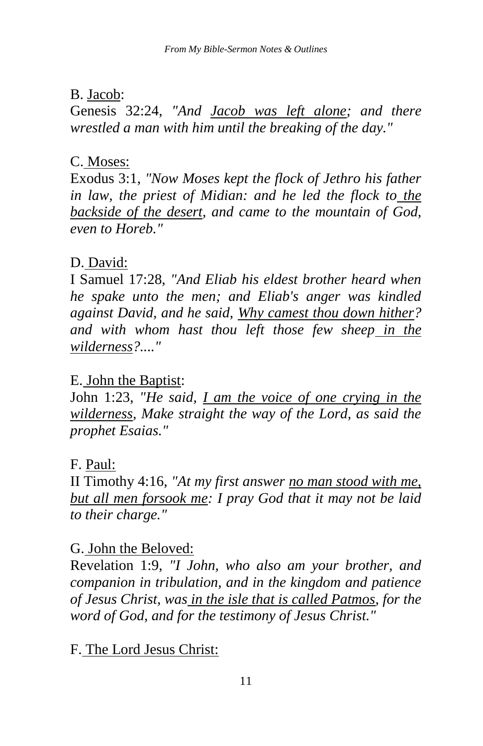B. <u>Jacob</u>:

Genesis 32:24, *"And <u>Jacob was left alone</u>; and there wrestled a man with him until the breaking of the day."*

C. <u>Moses:</u>

Exodus 3:1, *"Now Moses kept the flock of Jethro his father in law, the priest of Midian: and he led the flock to <u>the backside of the desert</u>, and came to the mountain of God, even to Horeb."*

D. <u>David:</u>

I Samuel 17:28, *"And Eliab his eldest brother heard when he spake unto the men; and Eliab's anger was kindled against David, and he said, <u>Why camest thou down hither</u>? and with whom hast thou left those few sheep <u>in the wilderness</u>?...."*

E. <u>John the Baptist</u>:

John 1:23, *"He said, <u>I am the voice of one crying in the wilderness</u>, Make straight the way of the Lord, as said the prophet Esaias."*

F. <u>Paul:</u>

II Timothy 4:16, *"At my first answer <u>no man stood with me, but all men forsook me</u>: I pray God that it may not be laid to their charge."*

G. <u>John the Beloved:</u>

Revelation 1:9, *"I John, who also am your brother, and companion in tribulation, and in the kingdom and patience of Jesus Christ, was <u>in the isle that is called Patmos</u>, for the word of God, and for the testimony of Jesus Christ."*

F. <u>The Lord Jesus Christ:</u>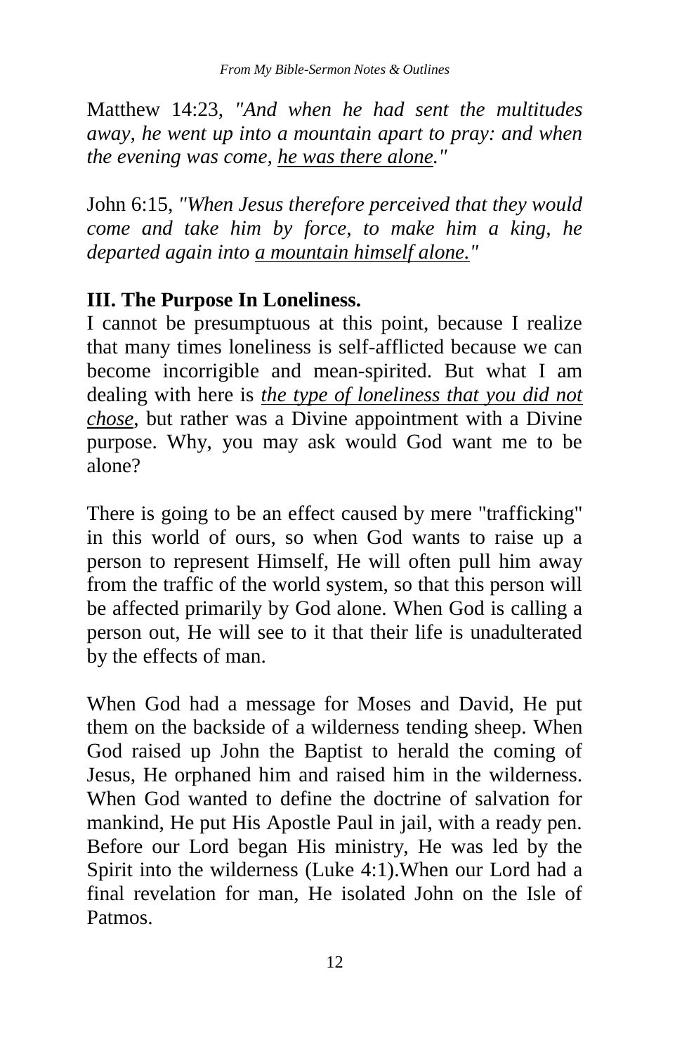Matthew 14:23, *"And when he had sent the multitudes away, he went up into a mountain apart to pray: and when the evening was come, <u>he was there alone</u>."*

John 6:15, *"When Jesus therefore perceived that they would come and take him by force, to make him a king, he departed again into <u>a mountain himself alone</u>."*

**III. The Purpose In Loneliness.**

I cannot be presumptuous at this point, because I realize that many times loneliness is self-afflicted because we can become incorrigible and mean-spirited. But what I am dealing with here is *<u>the type of loneliness that you did not chose</u>*, but rather was a Divine appointment with a Divine purpose. Why, you may ask would God want me to be alone?

There is going to be an effect caused by mere "trafficking" in this world of ours, so when God wants to raise up a person to represent Himself, He will often pull him away from the traffic of the world system, so that this person will be affected primarily by God alone. When God is calling a person out, He will see to it that their life is unadulterated by the effects of man.

When God had a message for Moses and David, He put them on the backside of a wilderness tending sheep. When God raised up John the Baptist to herald the coming of Jesus, He orphaned him and raised him in the wilderness. When God wanted to define the doctrine of salvation for mankind, He put His Apostle Paul in jail, with a ready pen. Before our Lord began His ministry, He was led by the Spirit into the wilderness (Luke 4:1).When our Lord had a final revelation for man, He isolated John on the Isle of Patmos.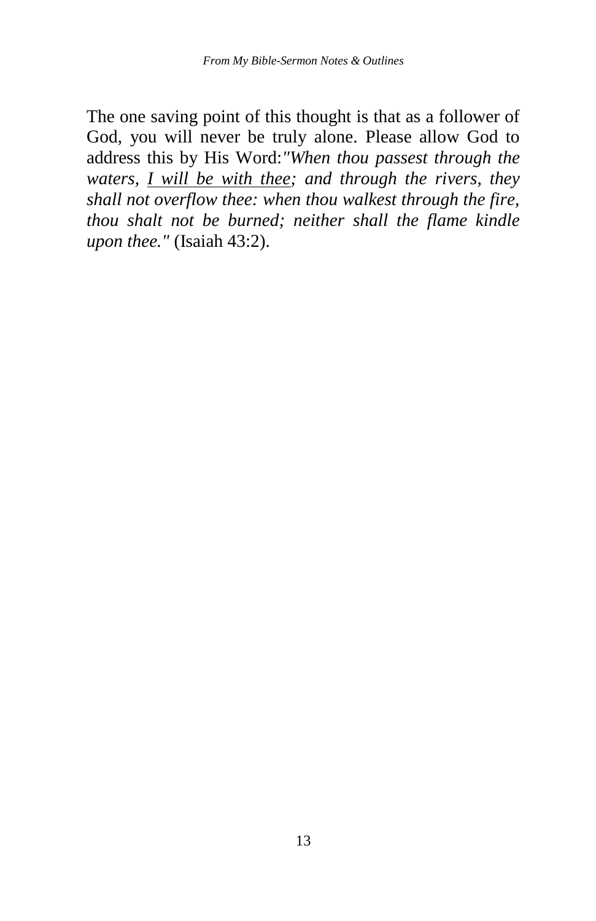The one saving point of this thought is that as a follower of God, you will never be truly alone. Please allow God to address this by His Word:*"When thou passest through the waters, <u>I will be with thee</u>; and through the rivers, they shall not overflow thee: when thou walkest through the fire, thou shalt not be burned; neither shall the flame kindle upon thee."* (Isaiah 43:2).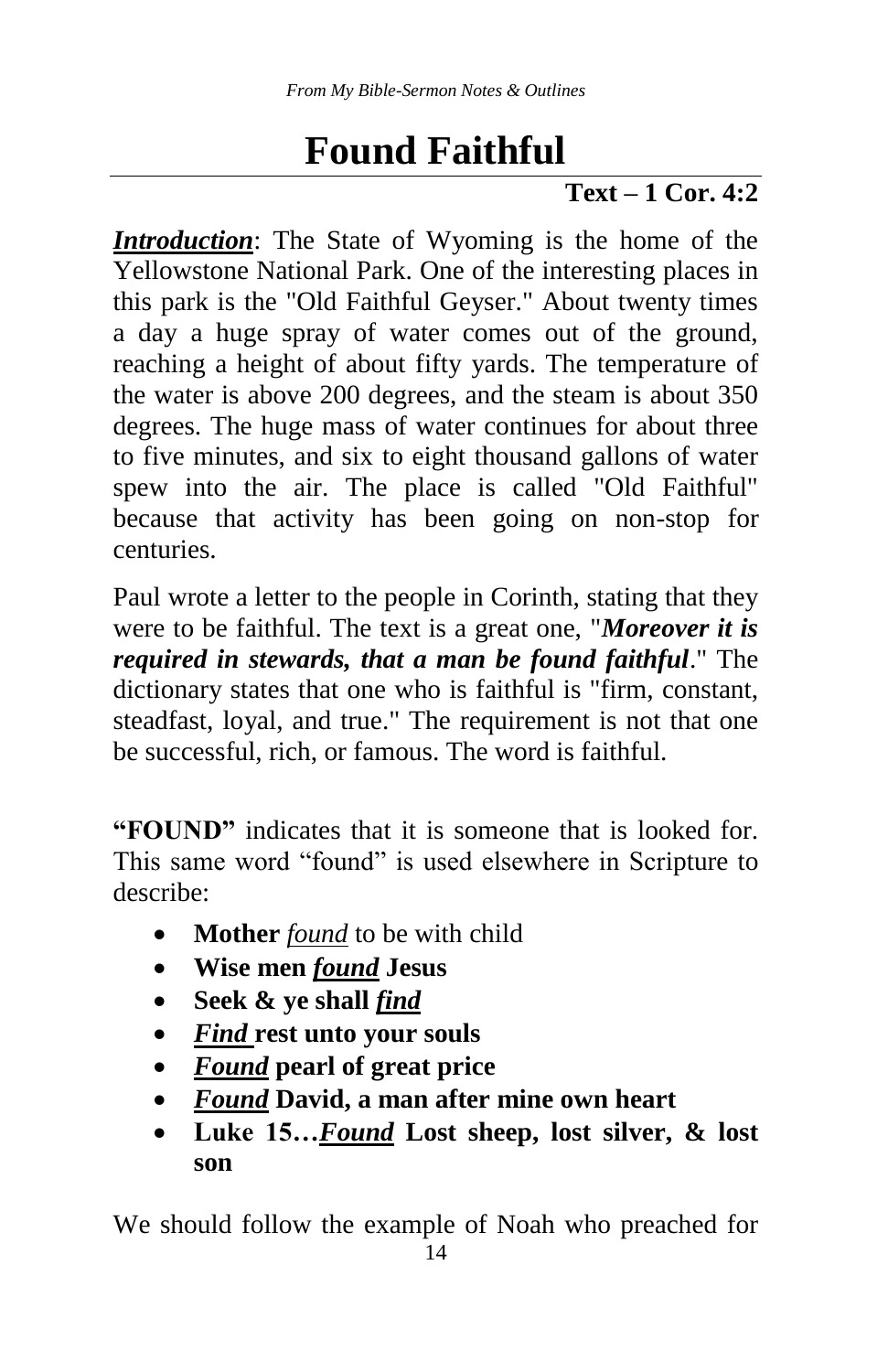# Found Faithful

**Text – 1 Cor. 4:2**

***Introduction***: The State of Wyoming is the home of the Yellowstone National Park. One of the interesting places in this park is the "Old Faithful Geyser." About twenty times a day a huge spray of water comes out of the ground, reaching a height of about fifty yards. The temperature of the water is above 200 degrees, and the steam is about 350 degrees. The huge mass of water continues for about three to five minutes, and six to eight thousand gallons of water spew into the air. The place is called "Old Faithful" because that activity has been going on non-stop for centuries.

Paul wrote a letter to the people in Corinth, stating that they were to be faithful. The text is a great one, "***Moreover it is required in stewards, that a man be found faithful***." The dictionary states that one who is faithful is "firm, constant, steadfast, loyal, and true." The requirement is not that one be successful, rich, or famous. The word is faithful.

**"FOUND"** indicates that it is someone that is looked for. This same word "found" is used elsewhere in Scripture to describe:

- **Mother** *found* to be with child
- **Wise men *found* Jesus**
- **Seek & ye shall *find***
- ***Find* rest unto your souls**
- ***Found* pearl of great price**
- ***Found* David, a man after mine own heart**
- **Luke 15…*Found* Lost sheep, lost silver, & lost son**

We should follow the example of Noah who preached for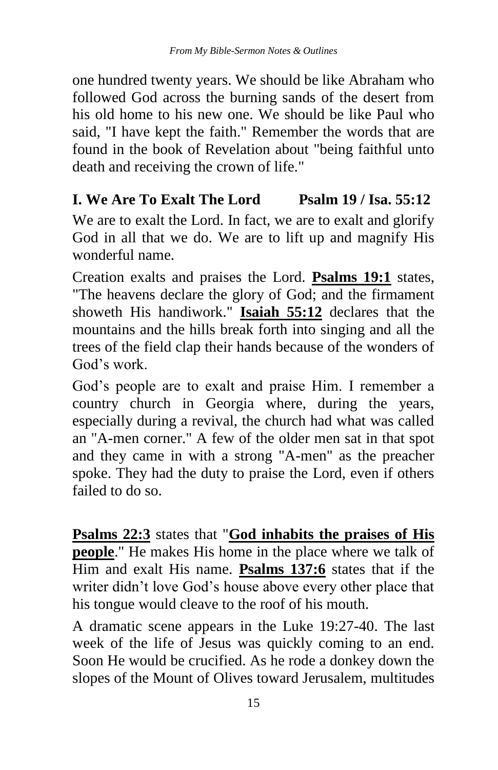one hundred twenty years. We should be like Abraham who followed God across the burning sands of the desert from his old home to his new one. We should be like Paul who said, "I have kept the faith." Remember the words that are found in the book of Revelation about "being faithful unto death and receiving the crown of life."

## I. We Are To Exalt The Lord Psalm 19 / Isa. 55:12

We are to exalt the Lord. In fact, we are to exalt and glorify God in all that we do. We are to lift up and magnify His wonderful name.

Creation exalts and praises the Lord. **Psalms 19:1** states, "The heavens declare the glory of God; and the firmament showeth His handiwork." **Isaiah 55:12** declares that the mountains and the hills break forth into singing and all the trees of the field clap their hands because of the wonders of God's work.

God's people are to exalt and praise Him. I remember a country church in Georgia where, during the years, especially during a revival, the church had what was called an "A-men corner." A few of the older men sat in that spot and they came in with a strong "A-men" as the preacher spoke. They had the duty to praise the Lord, even if others failed to do so.

**Psalms 22:3** states that "**God inhabits the praises of His people**." He makes His home in the place where we talk of Him and exalt His name. **Psalms 137:6** states that if the writer didn't love God's house above every other place that his tongue would cleave to the roof of his mouth.

A dramatic scene appears in the Luke 19:27-40. The last week of the life of Jesus was quickly coming to an end. Soon He would be crucified. As he rode a donkey down the slopes of the Mount of Olives toward Jerusalem, multitudes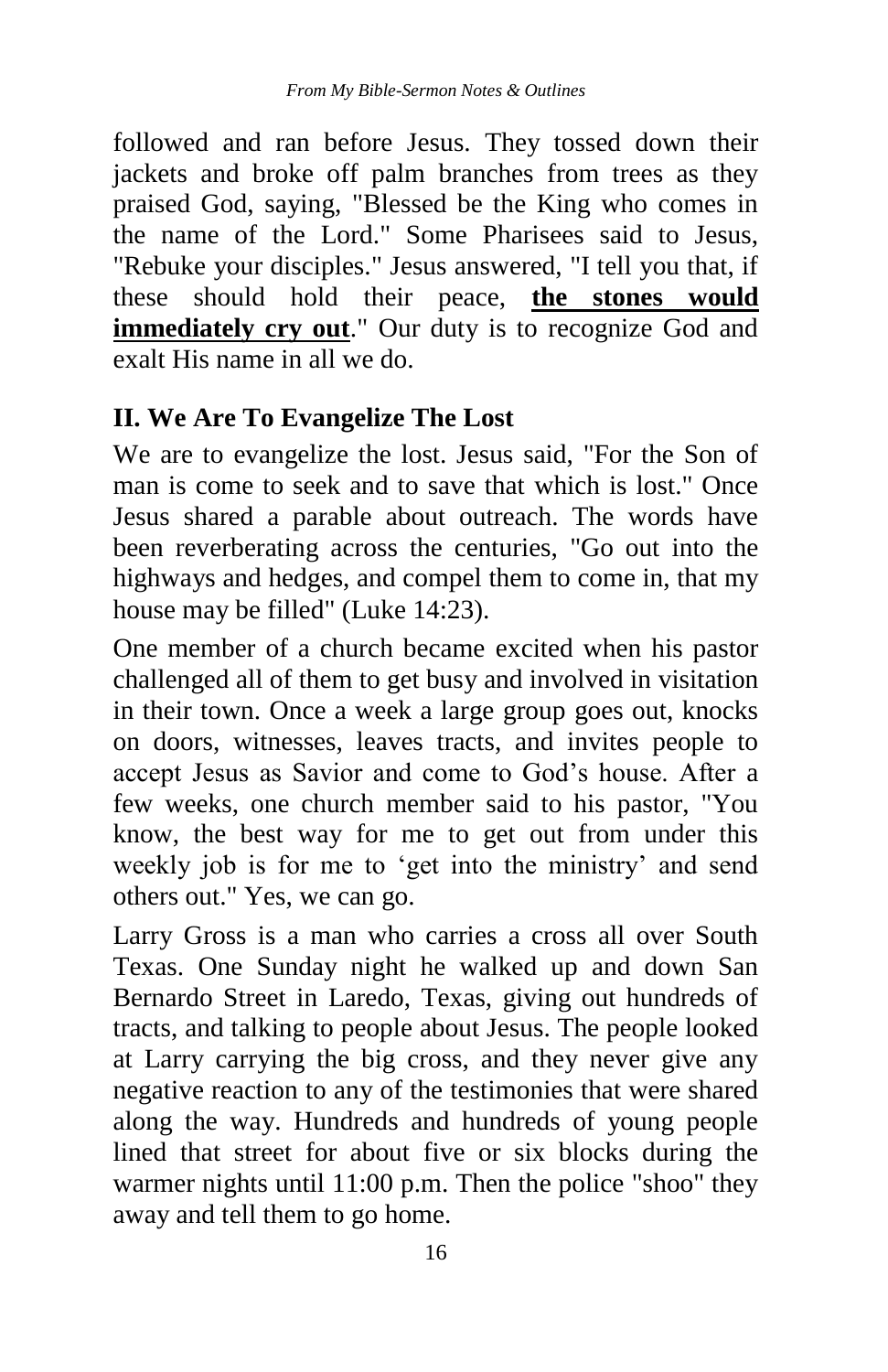followed and ran before Jesus. They tossed down their jackets and broke off palm branches from trees as they praised God, saying, "Blessed be the King who comes in the name of the Lord." Some Pharisees said to Jesus, "Rebuke your disciples." Jesus answered, "I tell you that, if these should hold their peace, **<u>the stones would immediately cry out</u>**." Our duty is to recognize God and exalt His name in all we do.

## II. We Are To Evangelize The Lost

We are to evangelize the lost. Jesus said, "For the Son of man is come to seek and to save that which is lost." Once Jesus shared a parable about outreach. The words have been reverberating across the centuries, "Go out into the highways and hedges, and compel them to come in, that my house may be filled" (Luke 14:23).

One member of a church became excited when his pastor challenged all of them to get busy and involved in visitation in their town. Once a week a large group goes out, knocks on doors, witnesses, leaves tracts, and invites people to accept Jesus as Savior and come to God's house. After a few weeks, one church member said to his pastor, "You know, the best way for me to get out from under this weekly job is for me to 'get into the ministry' and send others out." Yes, we can go.

Larry Gross is a man who carries a cross all over South Texas. One Sunday night he walked up and down San Bernardo Street in Laredo, Texas, giving out hundreds of tracts, and talking to people about Jesus. The people looked at Larry carrying the big cross, and they never give any negative reaction to any of the testimonies that were shared along the way. Hundreds and hundreds of young people lined that street for about five or six blocks during the warmer nights until 11:00 p.m. Then the police "shoo" they away and tell them to go home.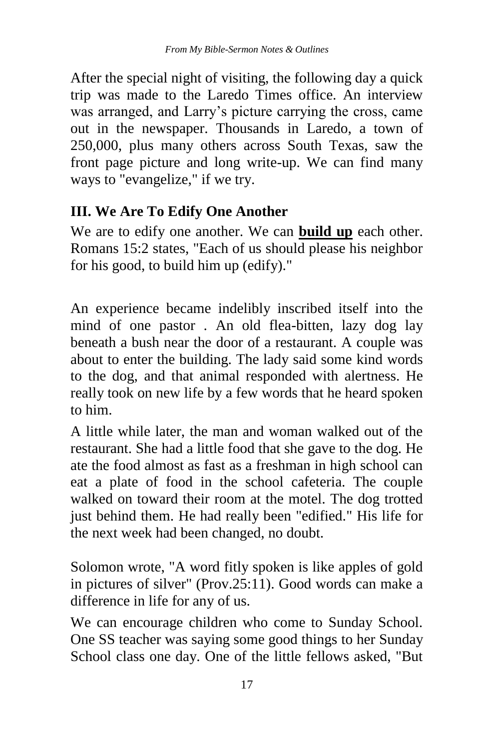After the special night of visiting, the following day a quick trip was made to the Laredo Times office. An interview was arranged, and Larry's picture carrying the cross, came out in the newspaper. Thousands in Laredo, a town of 250,000, plus many others across South Texas, saw the front page picture and long write-up. We can find many ways to "evangelize," if we try.

## III. We Are To Edify One Another

We are to edify one another. We can **build up** each other. Romans 15:2 states, "Each of us should please his neighbor for his good, to build him up (edify)."

An experience became indelibly inscribed itself into the mind of one pastor . An old flea-bitten, lazy dog lay beneath a bush near the door of a restaurant. A couple was about to enter the building. The lady said some kind words to the dog, and that animal responded with alertness. He really took on new life by a few words that he heard spoken to him.

A little while later, the man and woman walked out of the restaurant. She had a little food that she gave to the dog. He ate the food almost as fast as a freshman in high school can eat a plate of food in the school cafeteria. The couple walked on toward their room at the motel. The dog trotted just behind them. He had really been "edified." His life for the next week had been changed, no doubt.

Solomon wrote, "A word fitly spoken is like apples of gold in pictures of silver" (Prov.25:11). Good words can make a difference in life for any of us.

We can encourage children who come to Sunday School. One SS teacher was saying some good things to her Sunday School class one day. One of the little fellows asked, "But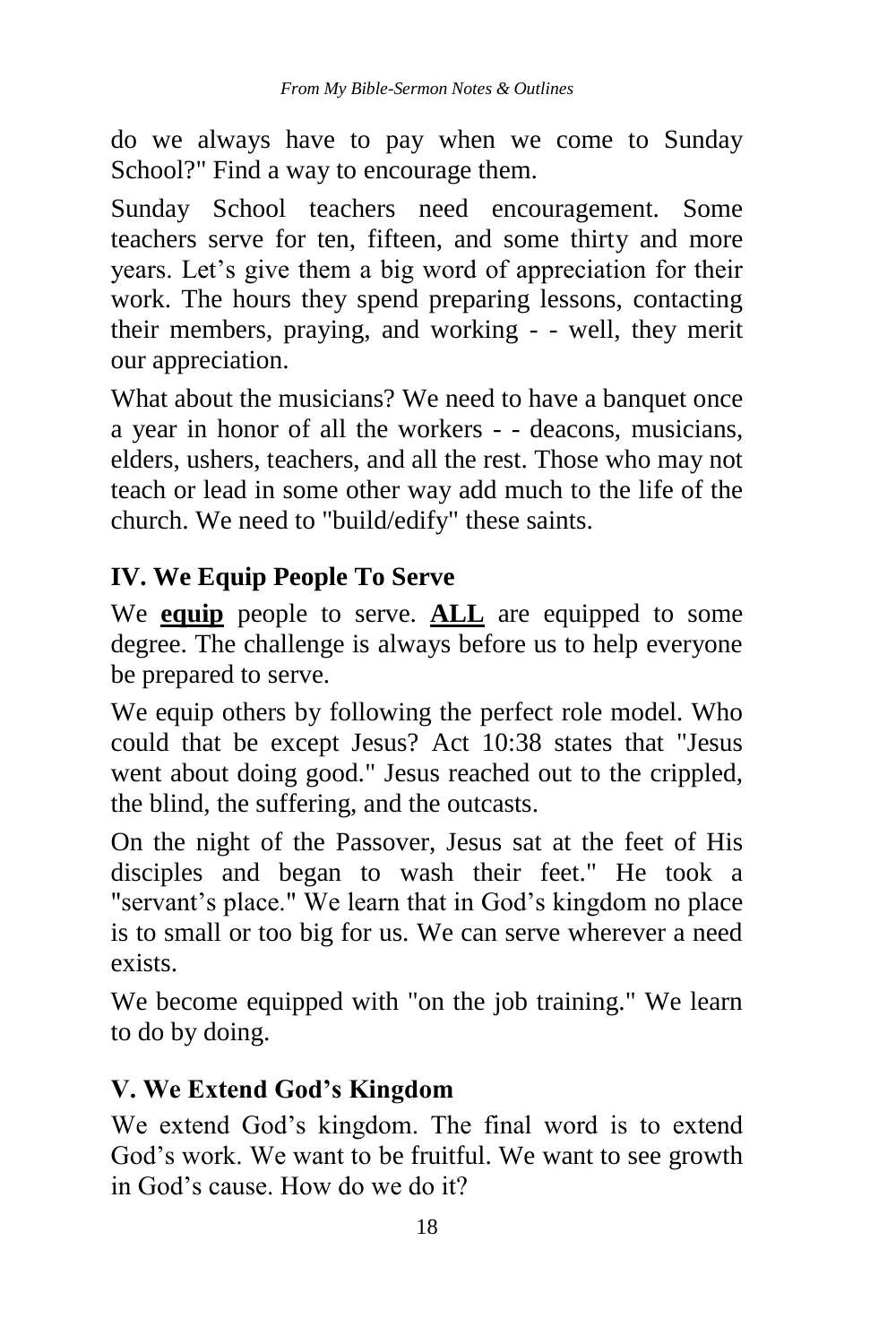do we always have to pay when we come to Sunday School?" Find a way to encourage them.

Sunday School teachers need encouragement. Some teachers serve for ten, fifteen, and some thirty and more years. Let's give them a big word of appreciation for their work. The hours they spend preparing lessons, contacting their members, praying, and working - - well, they merit our appreciation.

What about the musicians? We need to have a banquet once a year in honor of all the workers - - deacons, musicians, elders, ushers, teachers, and all the rest. Those who may not teach or lead in some other way add much to the life of the church. We need to "build/edify" these saints.

## IV. We Equip People To Serve

We **<u>equip</u>** people to serve. **<u>ALL</u>** are equipped to some degree. The challenge is always before us to help everyone be prepared to serve.

We equip others by following the perfect role model. Who could that be except Jesus? Act 10:38 states that "Jesus went about doing good." Jesus reached out to the crippled, the blind, the suffering, and the outcasts.

On the night of the Passover, Jesus sat at the feet of His disciples and began to wash their feet." He took a "servant's place." We learn that in God's kingdom no place is to small or too big for us. We can serve wherever a need exists.

We become equipped with "on the job training." We learn to do by doing.

## V. We Extend God's Kingdom

We extend God's kingdom. The final word is to extend God's work. We want to be fruitful. We want to see growth in God's cause. How do we do it?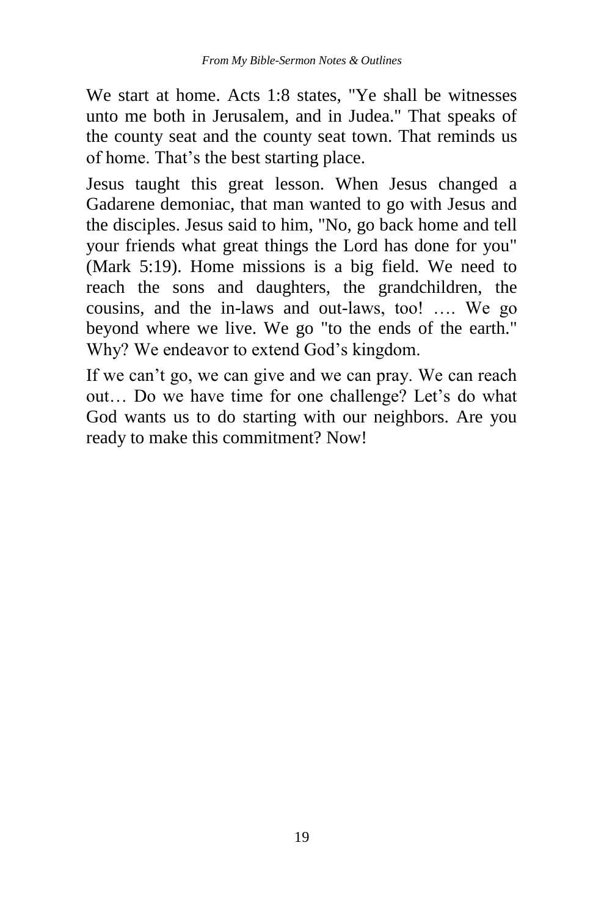We start at home. Acts 1:8 states, "Ye shall be witnesses unto me both in Jerusalem, and in Judea." That speaks of the county seat and the county seat town. That reminds us of home. That’s the best starting place.

Jesus taught this great lesson. When Jesus changed a Gadarene demoniac, that man wanted to go with Jesus and the disciples. Jesus said to him, "No, go back home and tell your friends what great things the Lord has done for you" (Mark 5:19). Home missions is a big field. We need to reach the sons and daughters, the grandchildren, the cousins, and the in-laws and out-laws, too! …. We go beyond where we live. We go "to the ends of the earth." Why? We endeavor to extend God’s kingdom.

If we can’t go, we can give and we can pray. We can reach out… Do we have time for one challenge? Let’s do what God wants us to do starting with our neighbors. Are you ready to make this commitment? Now!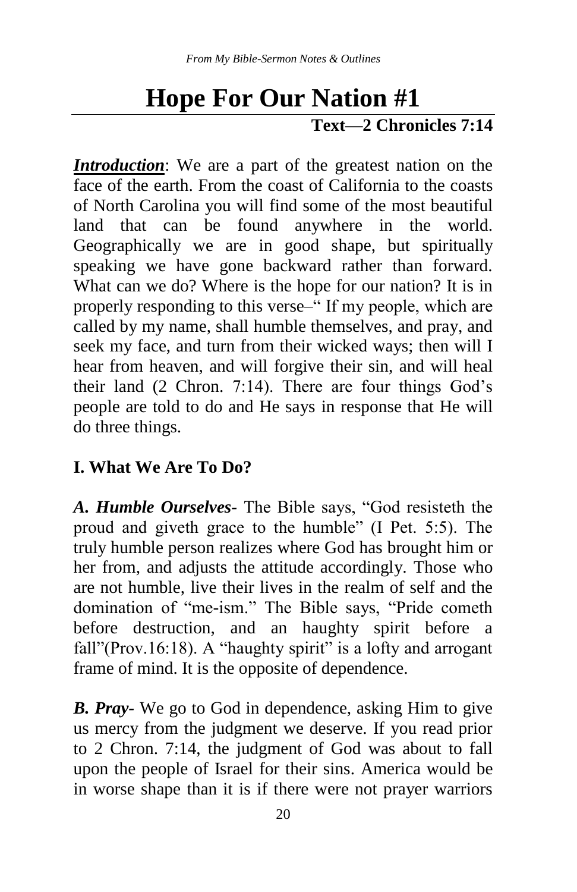# Hope For Our Nation #1

**Text—2 Chronicles 7:14**

***Introduction***: We are a part of the greatest nation on the face of the earth. From the coast of California to the coasts of North Carolina you will find some of the most beautiful land that can be found anywhere in the world. Geographically we are in good shape, but spiritually speaking we have gone backward rather than forward. What can we do? Where is the hope for our nation? It is in properly responding to this verse–" If my people, which are called by my name, shall humble themselves, and pray, and seek my face, and turn from their wicked ways; then will I hear from heaven, and will forgive their sin, and will heal their land (2 Chron. 7:14). There are four things God's people are told to do and He says in response that He will do three things.

## I. What We Are To Do?

***A. Humble Ourselves-*** The Bible says, "God resisteth the proud and giveth grace to the humble" (I Pet. 5:5). The truly humble person realizes where God has brought him or her from, and adjusts the attitude accordingly. Those who are not humble, live their lives in the realm of self and the domination of "me-ism." The Bible says, "Pride cometh before destruction, and an haughty spirit before a fall"(Prov.16:18). A "haughty spirit" is a lofty and arrogant frame of mind. It is the opposite of dependence.

***B. Pray-*** We go to God in dependence, asking Him to give us mercy from the judgment we deserve. If you read prior to 2 Chron. 7:14, the judgment of God was about to fall upon the people of Israel for their sins. America would be in worse shape than it is if there were not prayer warriors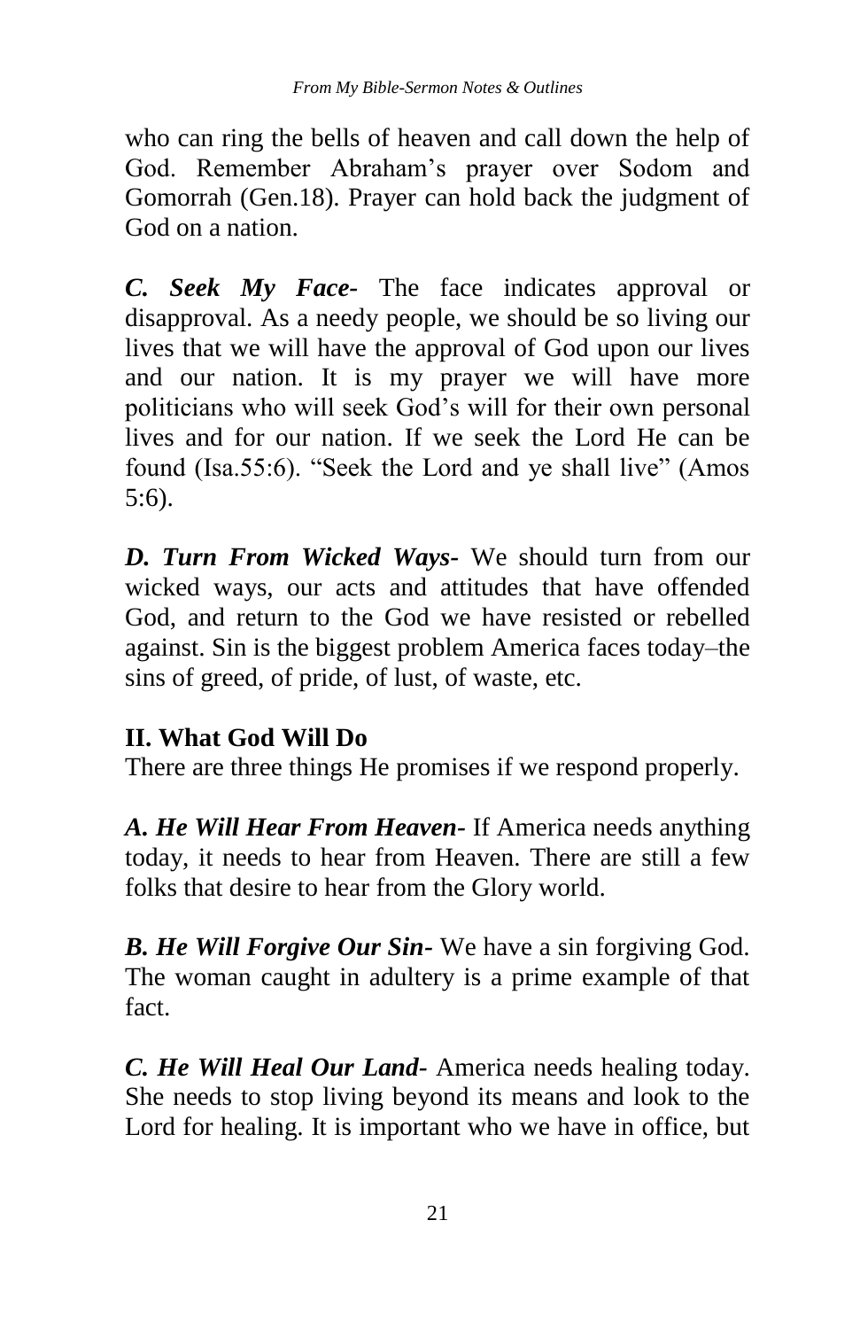who can ring the bells of heaven and call down the help of God. Remember Abraham's prayer over Sodom and Gomorrah (Gen.18). Prayer can hold back the judgment of God on a nation.

***C. Seek My Face-*** The face indicates approval or disapproval. As a needy people, we should be so living our lives that we will have the approval of God upon our lives and our nation. It is my prayer we will have more politicians who will seek God's will for their own personal lives and for our nation. If we seek the Lord He can be found (Isa.55:6). "Seek the Lord and ye shall live" (Amos 5:6).

***D. Turn From Wicked Ways-*** We should turn from our wicked ways, our acts and attitudes that have offended God, and return to the God we have resisted or rebelled against. Sin is the biggest problem America faces today–the sins of greed, of pride, of lust, of waste, etc.

## II. What God Will Do

There are three things He promises if we respond properly.

***A. He Will Hear From Heaven-*** If America needs anything today, it needs to hear from Heaven. There are still a few folks that desire to hear from the Glory world.

***B. He Will Forgive Our Sin-*** We have a sin forgiving God. The woman caught in adultery is a prime example of that fact.

***C. He Will Heal Our Land-*** America needs healing today. She needs to stop living beyond its means and look to the Lord for healing. It is important who we have in office, but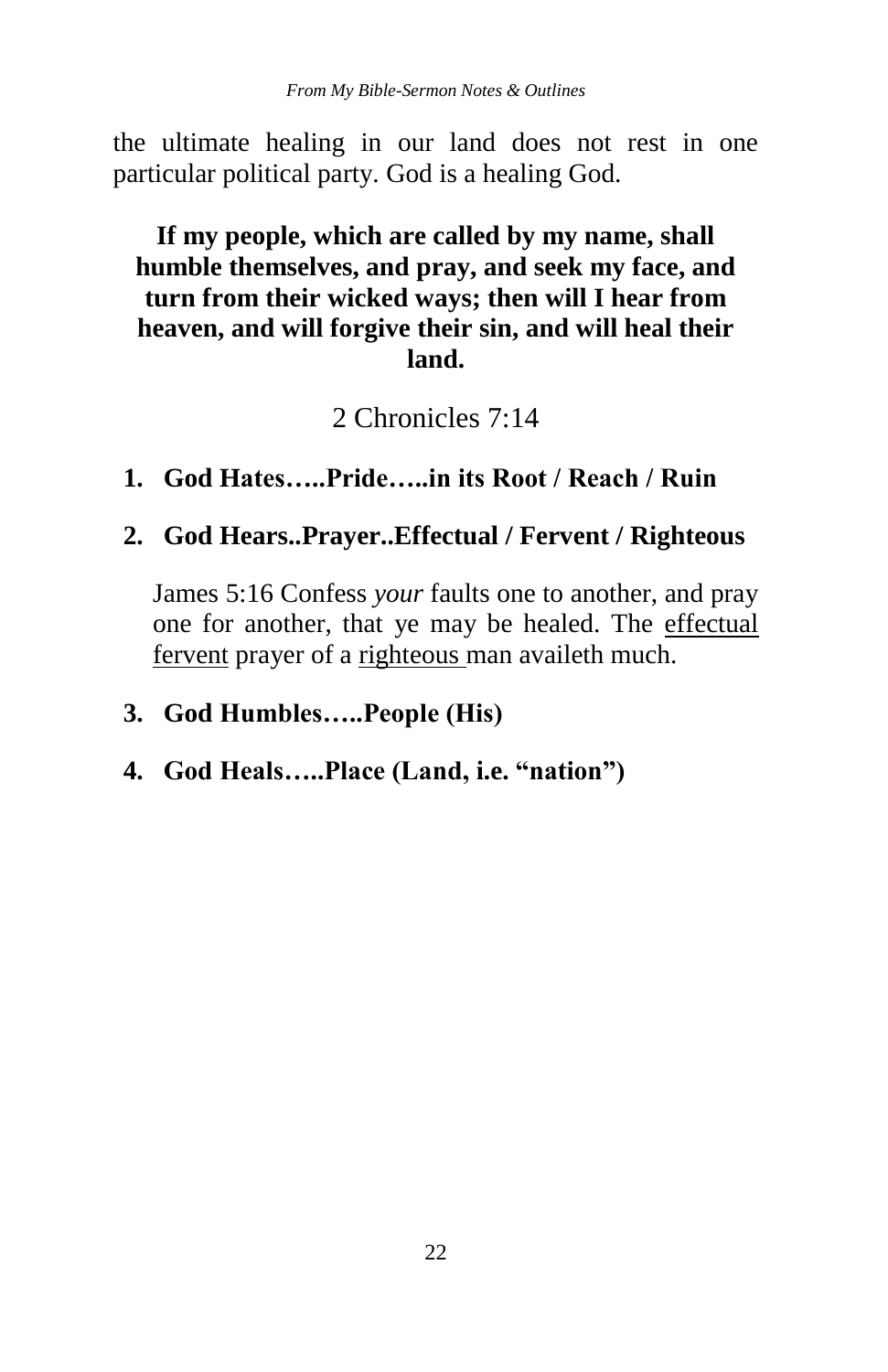the ultimate healing in our land does not rest in one particular political party. God is a healing God.

**If my people, which are called by my name, shall humble themselves, and pray, and seek my face, and turn from their wicked ways; then will I hear from heaven, and will forgive their sin, and will heal their land.**

2 Chronicles 7:14

1. **God Hates…..Pride…..in its Root / Reach / Ruin**

2. **God Hears..Prayer..Effectual / Fervent / Righteous**

   James 5:16 Confess *your* faults one to another, and pray one for another, that ye may be healed. The <u>effectual fervent</u> prayer of a <u>righteous</u> man availeth much.

3. **God Humbles…..People (His)**

4. **God Heals…..Place (Land, i.e. "nation")**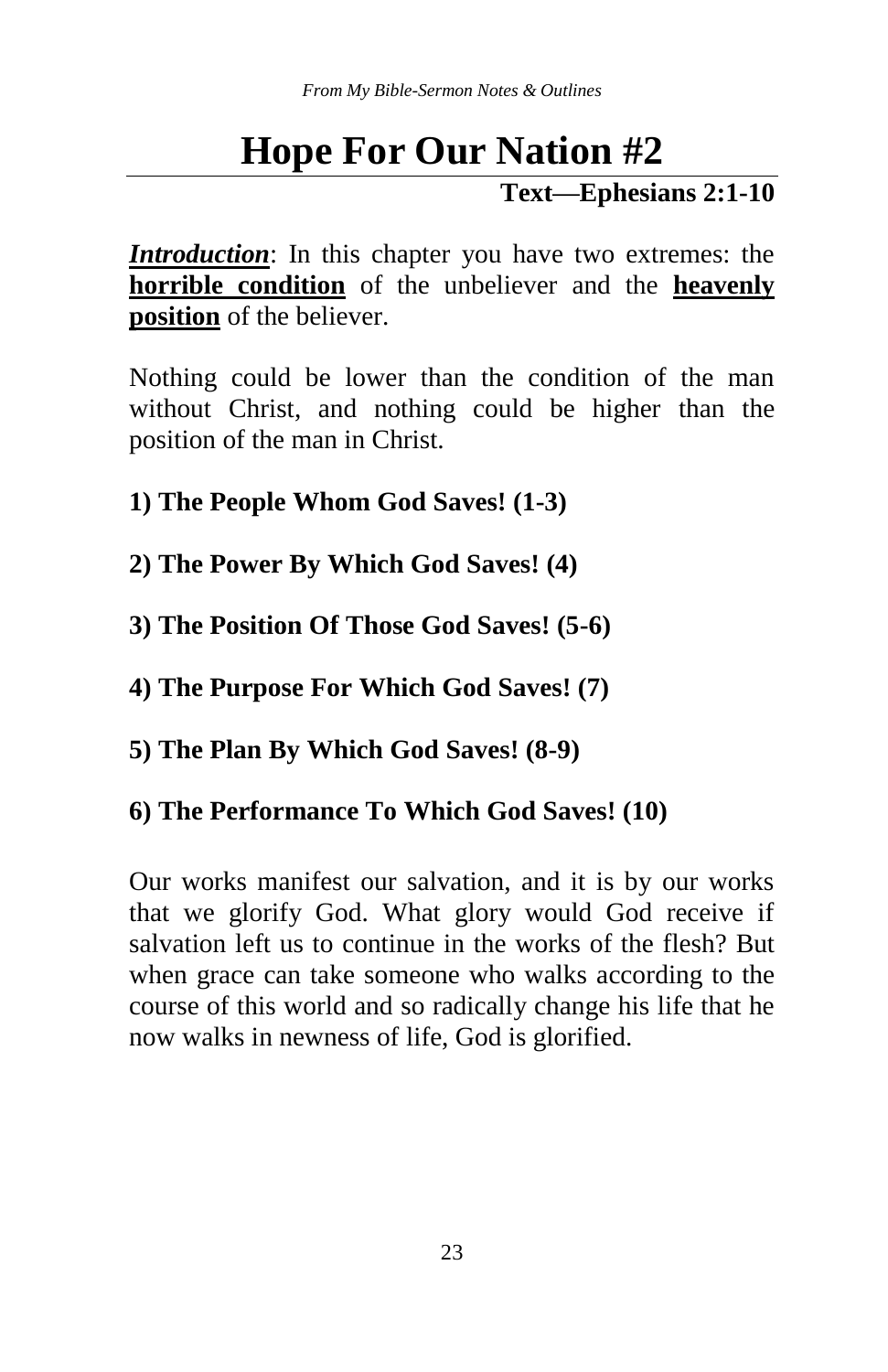# Hope For Our Nation #2

**Text—Ephesians 2:1-10**

***Introduction***: In this chapter you have two extremes: the **horrible condition** of the unbeliever and the **heavenly position** of the believer.

Nothing could be lower than the condition of the man without Christ, and nothing could be higher than the position of the man in Christ.

**1) The People Whom God Saves! (1-3)**

**2) The Power By Which God Saves! (4)**

**3) The Position Of Those God Saves! (5-6)**

**4) The Purpose For Which God Saves! (7)**

**5) The Plan By Which God Saves! (8-9)**

**6) The Performance To Which God Saves! (10)**

Our works manifest our salvation, and it is by our works that we glorify God. What glory would God receive if salvation left us to continue in the works of the flesh? But when grace can take someone who walks according to the course of this world and so radically change his life that he now walks in newness of life, God is glorified.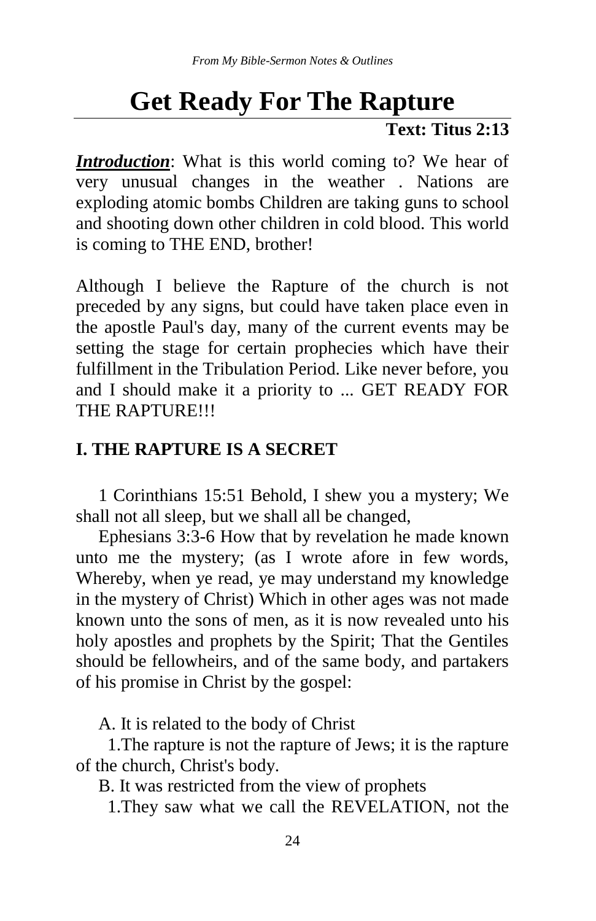# Get Ready For The Rapture

**Text: Titus 2:13**

***Introduction***: What is this world coming to? We hear of very unusual changes in the weather . Nations are exploding atomic bombs Children are taking guns to school and shooting down other children in cold blood. This world is coming to THE END, brother!

Although I believe the Rapture of the church is not preceded by any signs, but could have taken place even in the apostle Paul's day, many of the current events may be setting the stage for certain prophecies which have their fulfillment in the Tribulation Period. Like never before, you and I should make it a priority to ... GET READY FOR THE RAPTURE!!!

## I. THE RAPTURE IS A SECRET

1 Corinthians 15:51 Behold, I shew you a mystery; We shall not all sleep, but we shall all be changed,

Ephesians 3:3-6 How that by revelation he made known unto me the mystery; (as I wrote afore in few words, Whereby, when ye read, ye may understand my knowledge in the mystery of Christ) Which in other ages was not made known unto the sons of men, as it is now revealed unto his holy apostles and prophets by the Spirit; That the Gentiles should be fellowheirs, and of the same body, and partakers of his promise in Christ by the gospel:

A. It is related to the body of Christ

1.The rapture is not the rapture of Jews; it is the rapture of the church, Christ's body.

B. It was restricted from the view of prophets

1.They saw what we call the REVELATION, not the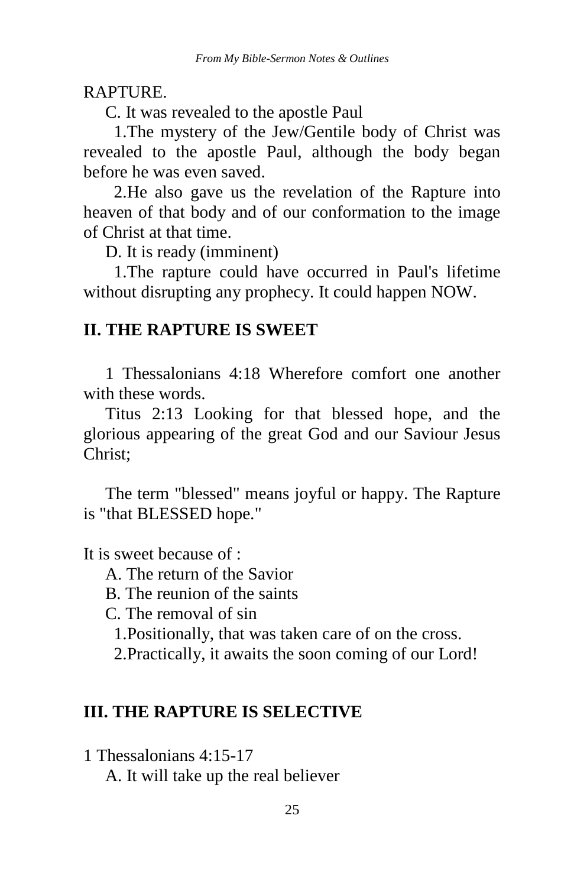RAPTURE.

C. It was revealed to the apostle Paul

1.The mystery of the Jew/Gentile body of Christ was revealed to the apostle Paul, although the body began before he was even saved.

2.He also gave us the revelation of the Rapture into heaven of that body and of our conformation to the image of Christ at that time.

D. It is ready (imminent)

1.The rapture could have occurred in Paul's lifetime without disrupting any prophecy. It could happen NOW.

## II. THE RAPTURE IS SWEET

1 Thessalonians 4:18 Wherefore comfort one another with these words.

Titus 2:13 Looking for that blessed hope, and the glorious appearing of the great God and our Saviour Jesus Christ;

The term "blessed" means joyful or happy. The Rapture is "that BLESSED hope."

It is sweet because of :

A. The return of the Savior

B. The reunion of the saints

C. The removal of sin

1.Positionally, that was taken care of on the cross.

2.Practically, it awaits the soon coming of our Lord!

## III. THE RAPTURE IS SELECTIVE

1 Thessalonians 4:15-17

A. It will take up the real believer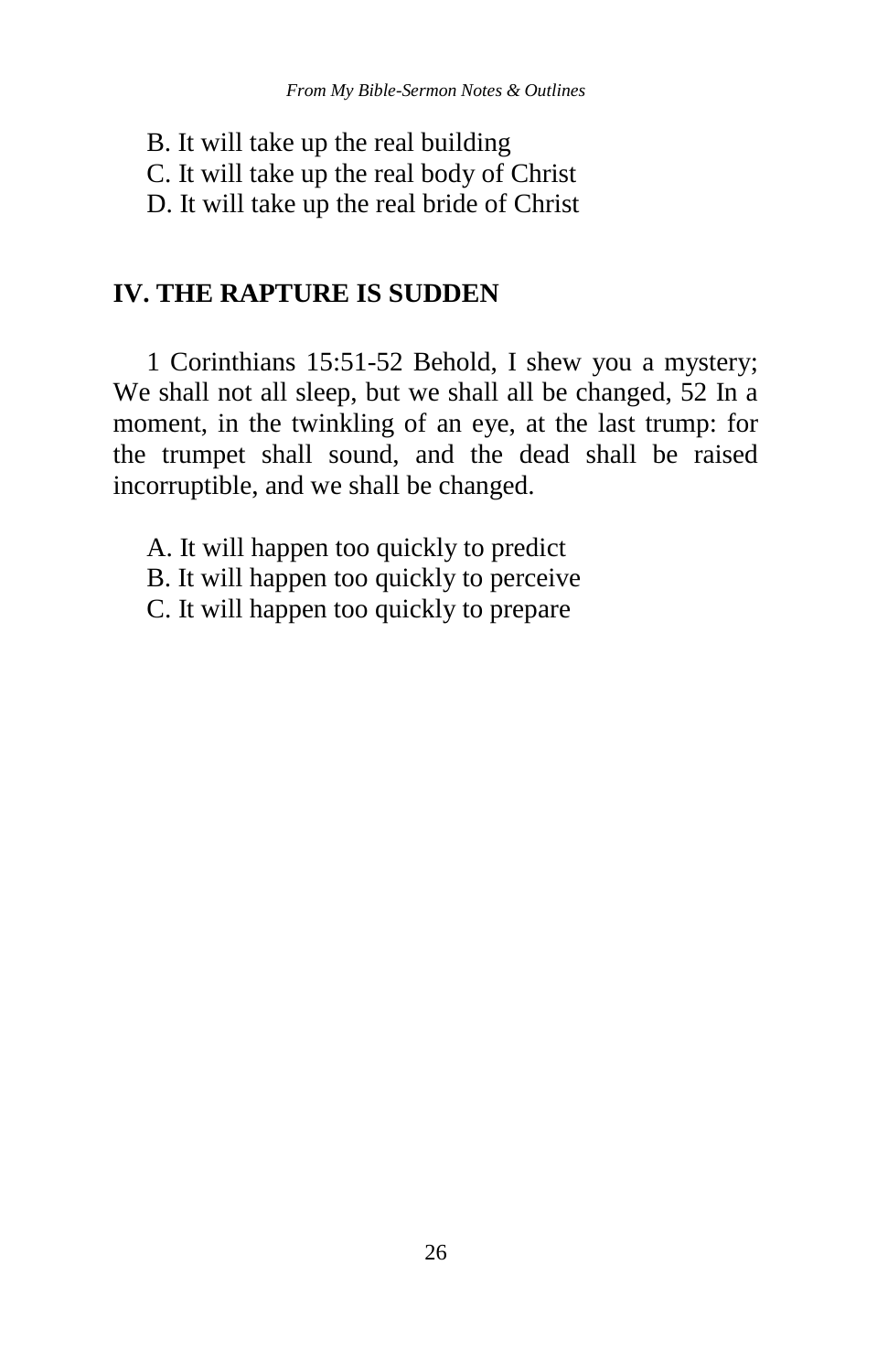B. It will take up the real building
C. It will take up the real body of Christ
D. It will take up the real bride of Christ

## IV. THE RAPTURE IS SUDDEN

1 Corinthians 15:51-52 Behold, I shew you a mystery; We shall not all sleep, but we shall all be changed, 52 In a moment, in the twinkling of an eye, at the last trump: for the trumpet shall sound, and the dead shall be raised incorruptible, and we shall be changed.

A. It will happen too quickly to predict
B. It will happen too quickly to perceive
C. It will happen too quickly to prepare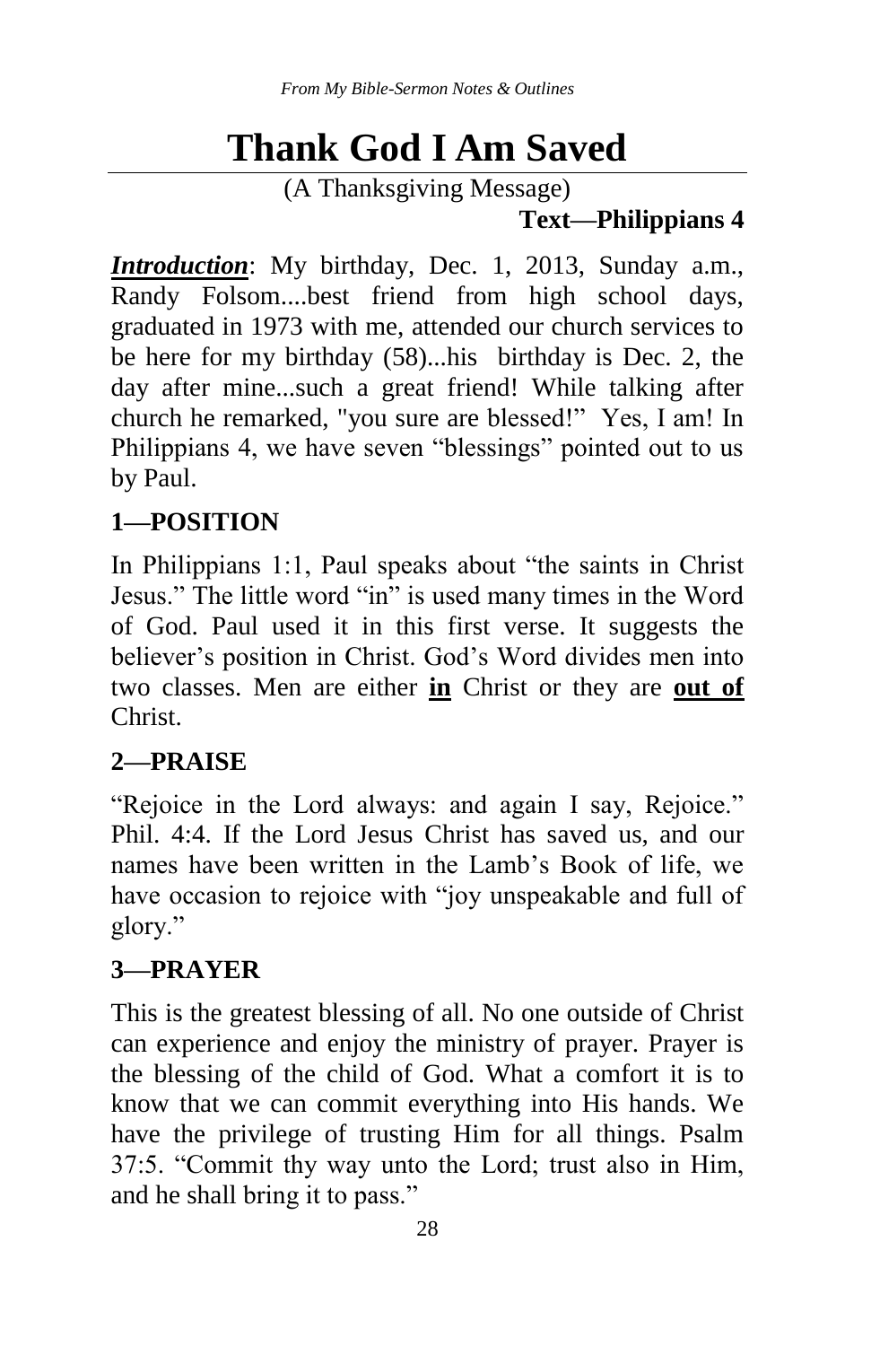# Thank God I Am Saved

(A Thanksgiving Message)

**Text—Philippians 4**

***Introduction***: My birthday, Dec. 1, 2013, Sunday a.m., Randy Folsom....best friend from high school days, graduated in 1973 with me, attended our church services to be here for my birthday (58)...his birthday is Dec. 2, the day after mine...such a great friend! While talking after church he remarked, "you sure are blessed!" Yes, I am! In Philippians 4, we have seven "blessings" pointed out to us by Paul.

## 1—POSITION

In Philippians 1:1, Paul speaks about "the saints in Christ Jesus." The little word "in" is used many times in the Word of God. Paul used it in this first verse. It suggests the believer's position in Christ. God's Word divides men into two classes. Men are either **in** Christ or they are **out of** Christ.

## 2—PRAISE

"Rejoice in the Lord always: and again I say, Rejoice." Phil. 4:4. If the Lord Jesus Christ has saved us, and our names have been written in the Lamb's Book of life, we have occasion to rejoice with "joy unspeakable and full of glory."

## 3—PRAYER

This is the greatest blessing of all. No one outside of Christ can experience and enjoy the ministry of prayer. Prayer is the blessing of the child of God. What a comfort it is to know that we can commit everything into His hands. We have the privilege of trusting Him for all things. Psalm 37:5. "Commit thy way unto the Lord; trust also in Him, and he shall bring it to pass."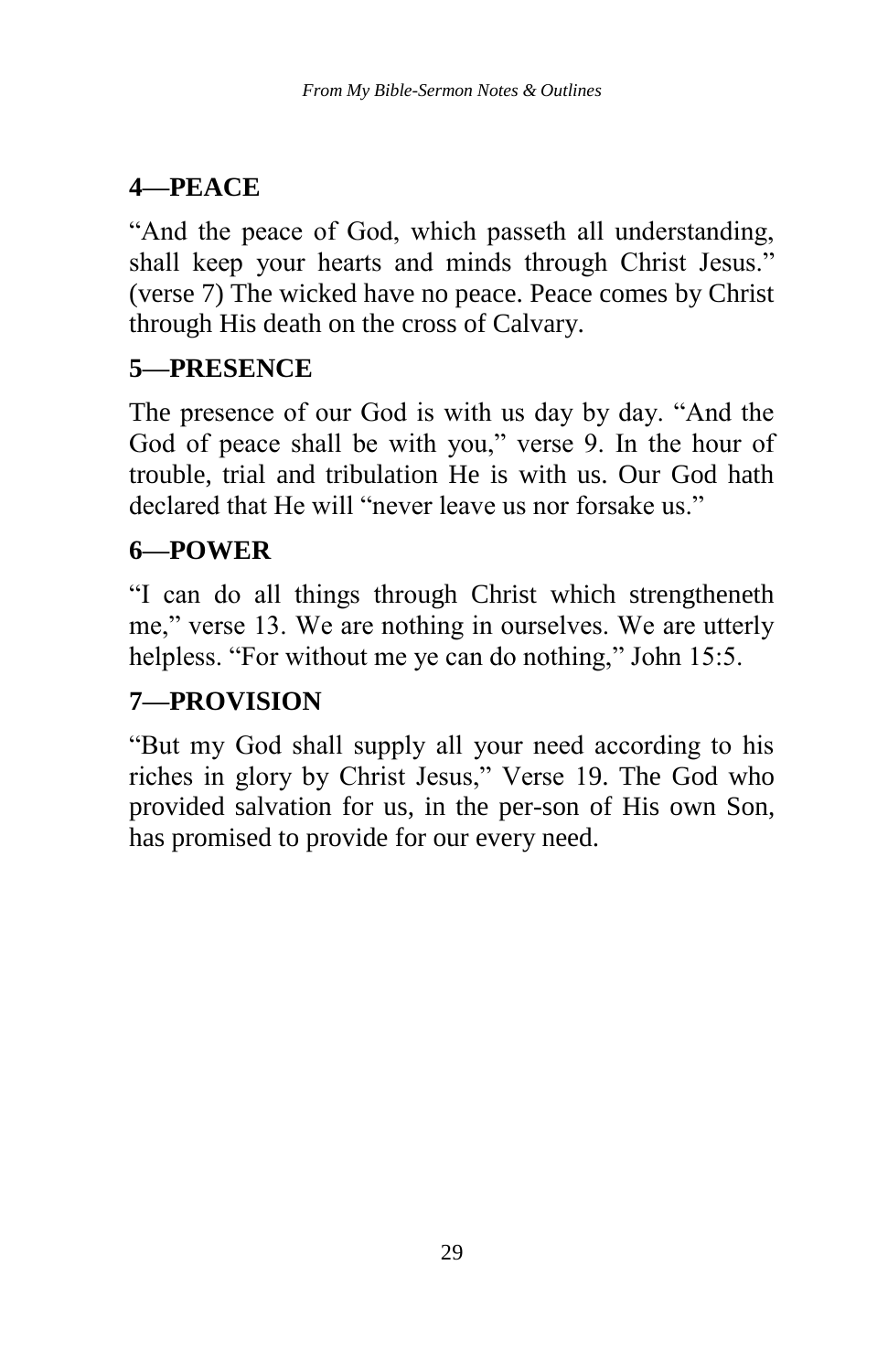**4—PEACE**

“And the peace of God, which passeth all understanding, shall keep your hearts and minds through Christ Jesus.” (verse 7) The wicked have no peace. Peace comes by Christ through His death on the cross of Calvary.

**5—PRESENCE**

The presence of our God is with us day by day. “And the God of peace shall be with you,” verse 9. In the hour of trouble, trial and tribulation He is with us. Our God hath declared that He will “never leave us nor forsake us.”

**6—POWER**

“I can do all things through Christ which strengtheneth me,” verse 13. We are nothing in ourselves. We are utterly helpless. “For without me ye can do nothing,” John 15:5.

**7—PROVISION**

“But my God shall supply all your need according to his riches in glory by Christ Jesus,” Verse 19. The God who provided salvation for us, in the per-son of His own Son, has promised to provide for our every need.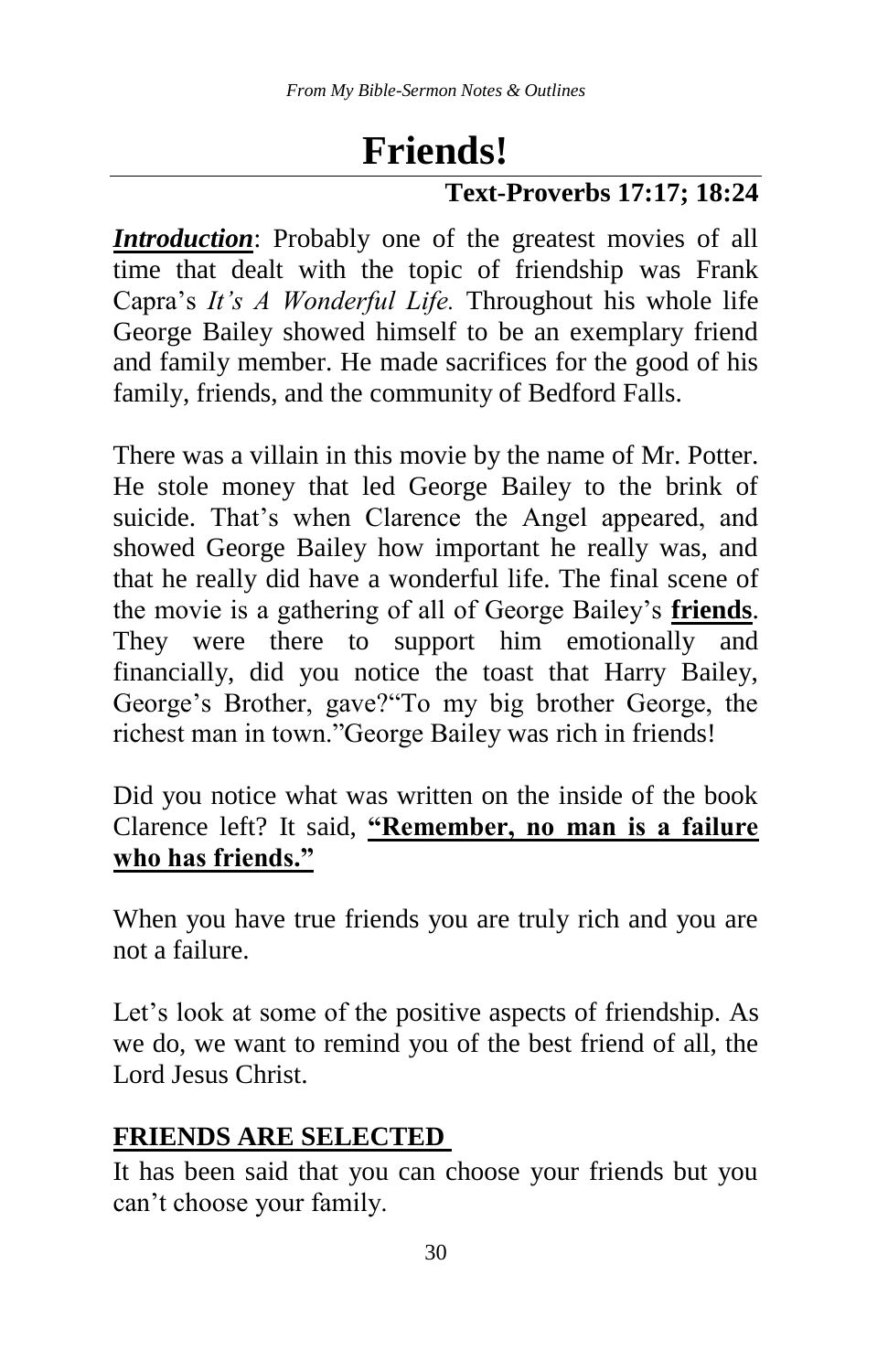# Friends!

**Text-Proverbs 17:17; 18:24**

***Introduction***: Probably one of the greatest movies of all time that dealt with the topic of friendship was Frank Capra's *It's A Wonderful Life.* Throughout his whole life George Bailey showed himself to be an exemplary friend and family member. He made sacrifices for the good of his family, friends, and the community of Bedford Falls.

There was a villain in this movie by the name of Mr. Potter. He stole money that led George Bailey to the brink of suicide. That's when Clarence the Angel appeared, and showed George Bailey how important he really was, and that he really did have a wonderful life. The final scene of the movie is a gathering of all of George Bailey's **friends**. They were there to support him emotionally and financially, did you notice the toast that Harry Bailey, George's Brother, gave?"To my big brother George, the richest man in town."George Bailey was rich in friends!

Did you notice what was written on the inside of the book Clarence left? It said, **"Remember, no man is a failure who has friends."**

When you have true friends you are truly rich and you are not a failure.

Let's look at some of the positive aspects of friendship. As we do, we want to remind you of the best friend of all, the Lord Jesus Christ.

## FRIENDS ARE SELECTED

It has been said that you can choose your friends but you can't choose your family.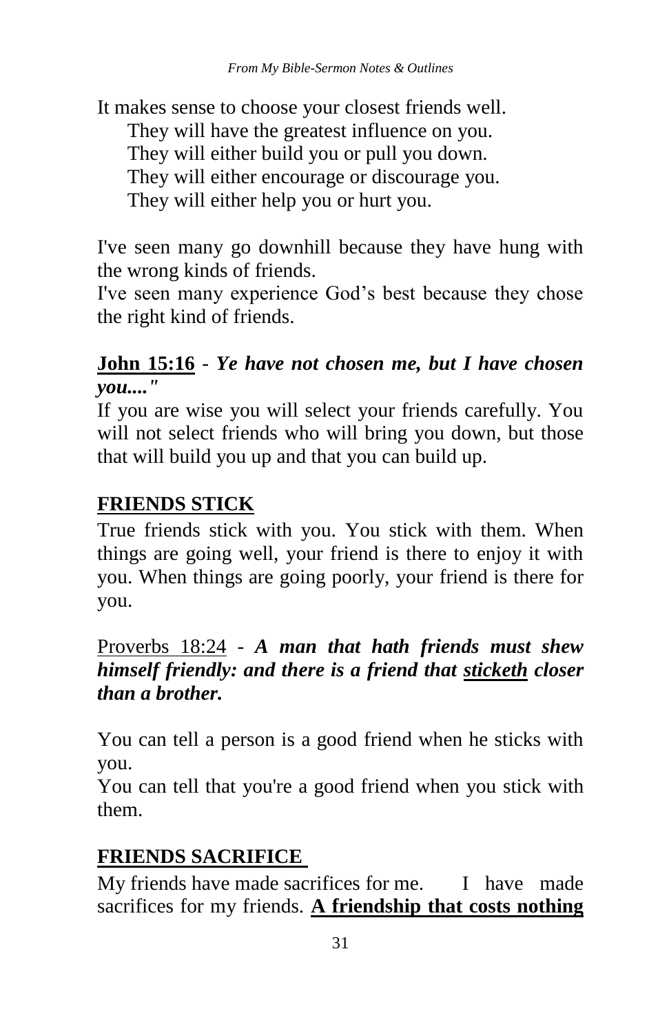It makes sense to choose your closest friends well.

They will have the greatest influence on you.
They will either build you or pull you down.
They will either encourage or discourage you.
They will either help you or hurt you.

I've seen many go downhill because they have hung with the wrong kinds of friends.
I've seen many experience God's best because they chose the right kind of friends.

**John 15:16** - ***Ye have not chosen me, but I have chosen you...."***
If you are wise you will select your friends carefully. You will not select friends who will bring you down, but those that will build you up and that you can build up.

## FRIENDS STICK

True friends stick with you. You stick with them. When things are going well, your friend is there to enjoy it with you. When things are going poorly, your friend is there for you.

Proverbs 18:24 - ***A man that hath friends must shew himself friendly: and there is a friend that sticketh closer than a brother.***

You can tell a person is a good friend when he sticks with you.
You can tell that you're a good friend when you stick with them.

## FRIENDS SACRIFICE

My friends have made sacrifices for me. I have made sacrifices for my friends. **A friendship that costs nothing**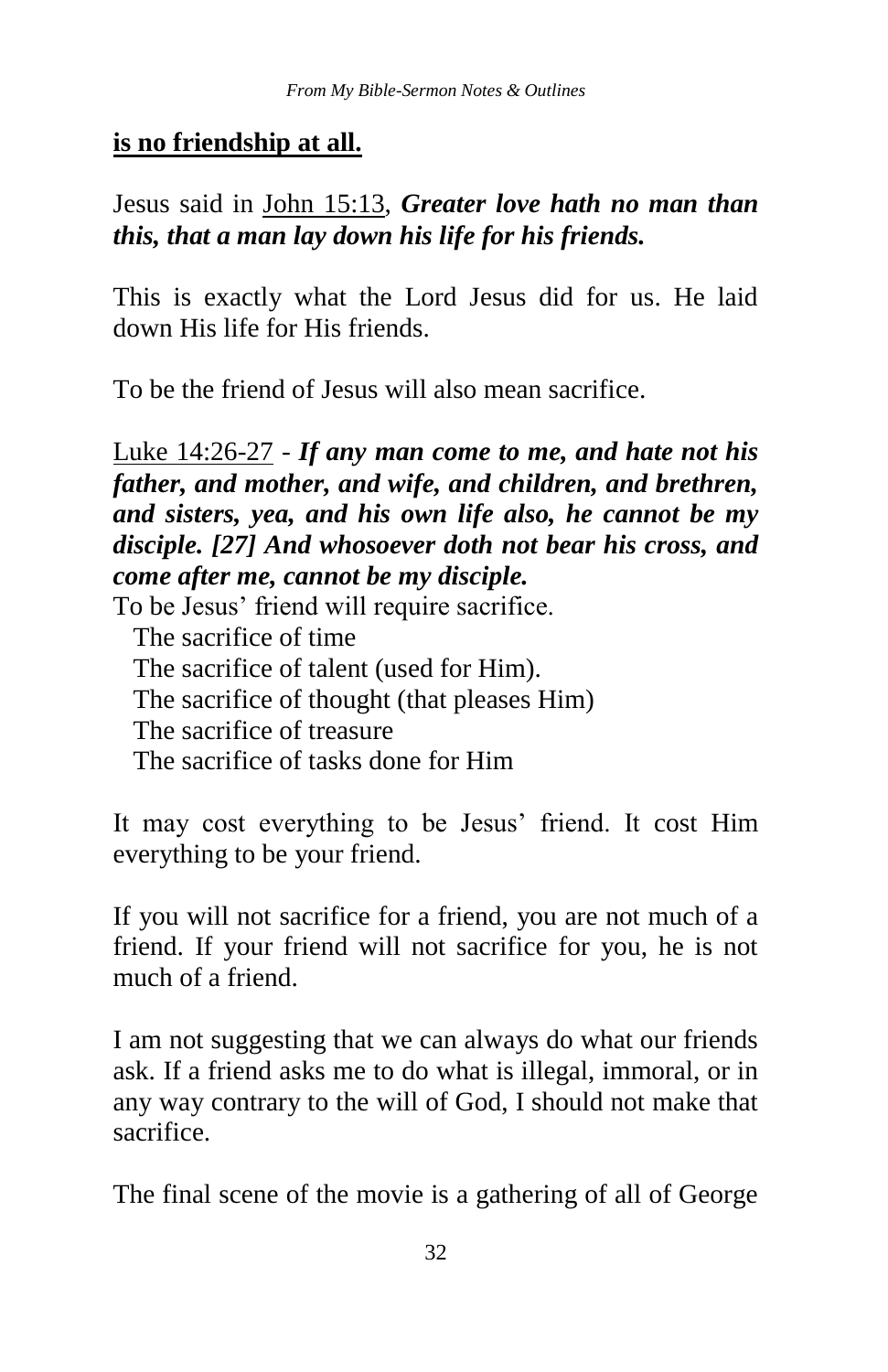**is no friendship at all.**

Jesus said in John 15:13, ***Greater love hath no man than this, that a man lay down his life for his friends.***

This is exactly what the Lord Jesus did for us. He laid down His life for His friends.

To be the friend of Jesus will also mean sacrifice.

Luke 14:26-27 - ***If any man come to me, and hate not his father, and mother, and wife, and children, and brethren, and sisters, yea, and his own life also, he cannot be my disciple. [27] And whosoever doth not bear his cross, and come after me, cannot be my disciple.***

To be Jesus' friend will require sacrifice.

- The sacrifice of time
- The sacrifice of talent (used for Him).
- The sacrifice of thought (that pleases Him)
- The sacrifice of treasure
- The sacrifice of tasks done for Him

It may cost everything to be Jesus' friend. It cost Him everything to be your friend.

If you will not sacrifice for a friend, you are not much of a friend. If your friend will not sacrifice for you, he is not much of a friend.

I am not suggesting that we can always do what our friends ask. If a friend asks me to do what is illegal, immoral, or in any way contrary to the will of God, I should not make that sacrifice.

The final scene of the movie is a gathering of all of George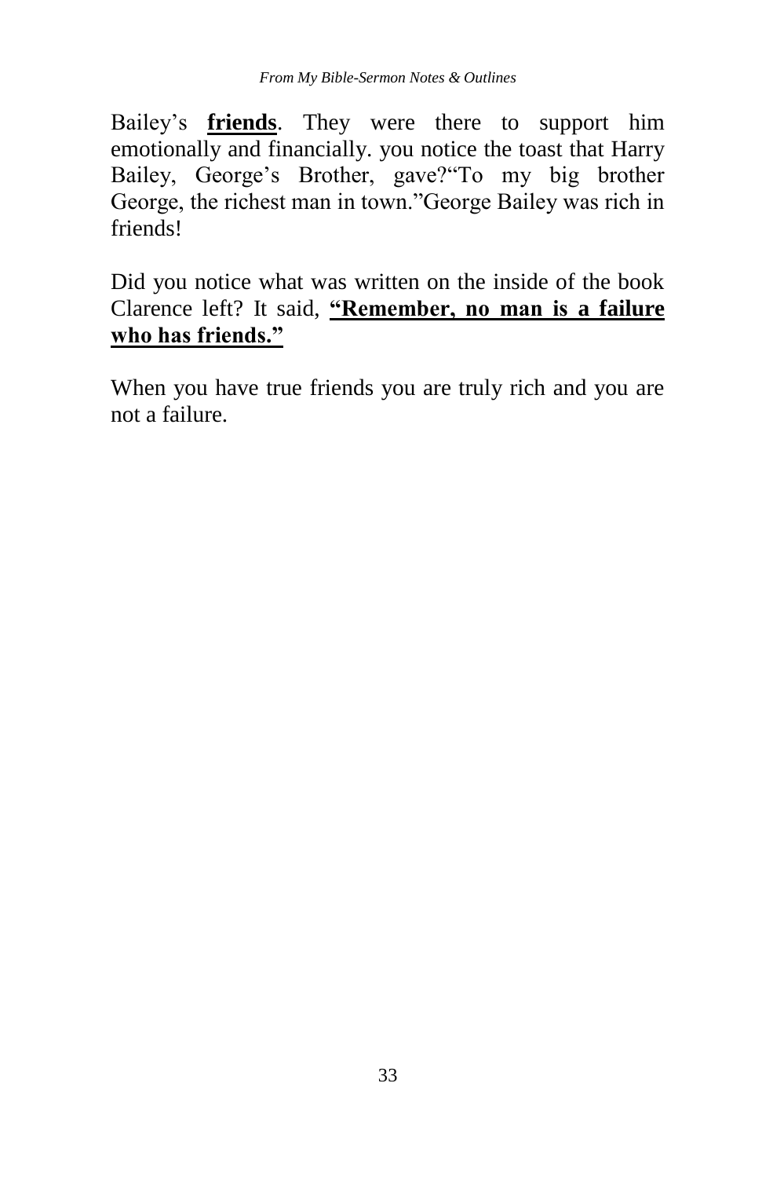Bailey's **<u>friends</u>**. They were there to support him emotionally and financially. you notice the toast that Harry Bailey, George's Brother, gave?"To my big brother George, the richest man in town."George Bailey was rich in friends!

Did you notice what was written on the inside of the book Clarence left? It said, **<u>"Remember, no man is a failure who has friends."</u>**

When you have true friends you are truly rich and you are not a failure.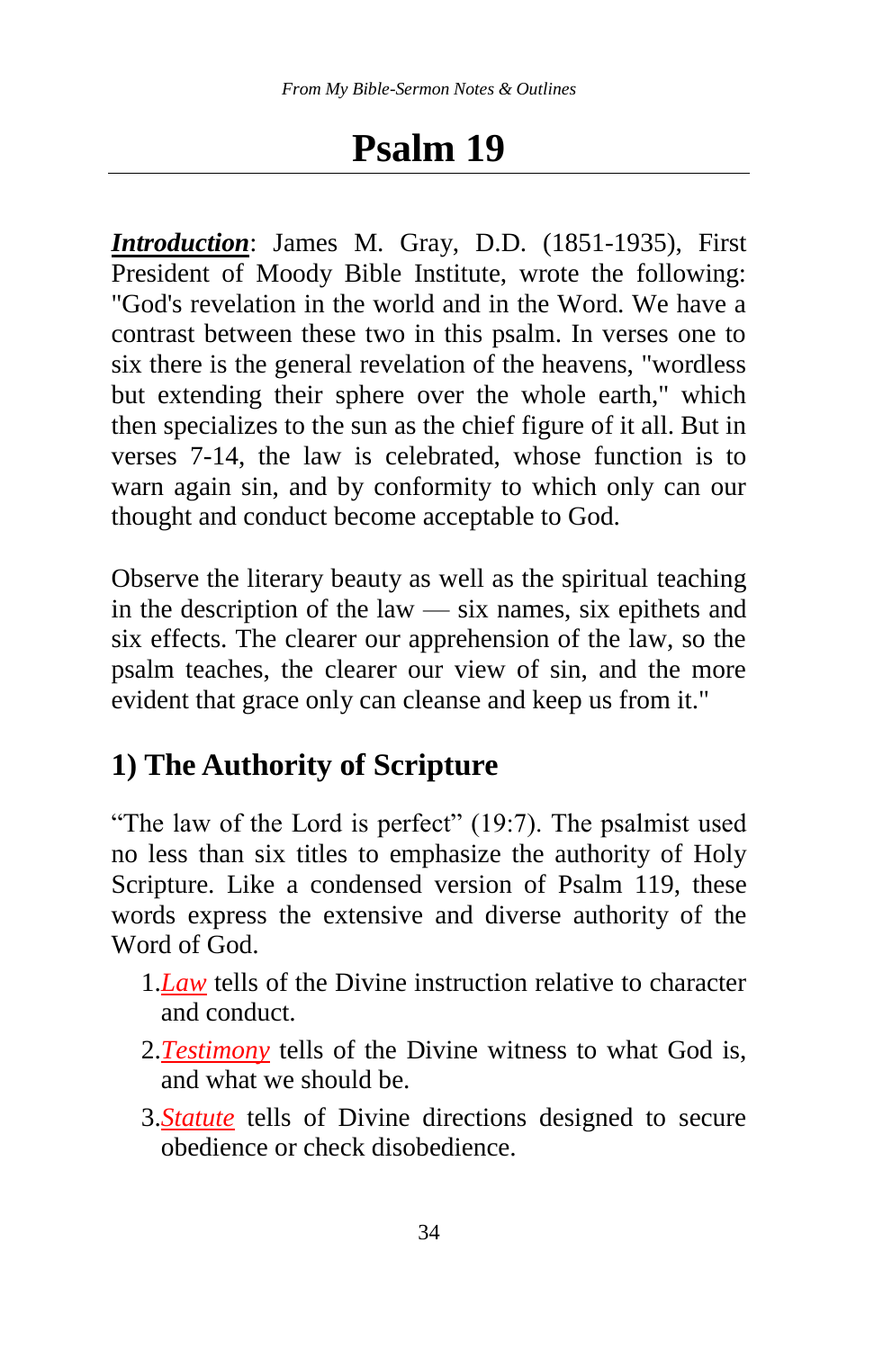# Psalm 19

***Introduction***: James M. Gray, D.D. (1851-1935), First President of Moody Bible Institute, wrote the following: "God's revelation in the world and in the Word. We have a contrast between these two in this psalm. In verses one to six there is the general revelation of the heavens, "wordless but extending their sphere over the whole earth," which then specializes to the sun as the chief figure of it all. But in verses 7-14, the law is celebrated, whose function is to warn again sin, and by conformity to which only can our thought and conduct become acceptable to God.

Observe the literary beauty as well as the spiritual teaching in the description of the law — six names, six epithets and six effects. The clearer our apprehension of the law, so the psalm teaches, the clearer our view of sin, and the more evident that grace only can cleanse and keep us from it."

## 1) The Authority of Scripture

"The law of the Lord is perfect" (19:7). The psalmist used no less than six titles to emphasize the authority of Holy Scripture. Like a condensed version of Psalm 119, these words express the extensive and diverse authority of the Word of God.

1. *Law* tells of the Divine instruction relative to character and conduct.
2. *Testimony* tells of the Divine witness to what God is, and what we should be.
3. *Statute* tells of Divine directions designed to secure obedience or check disobedience.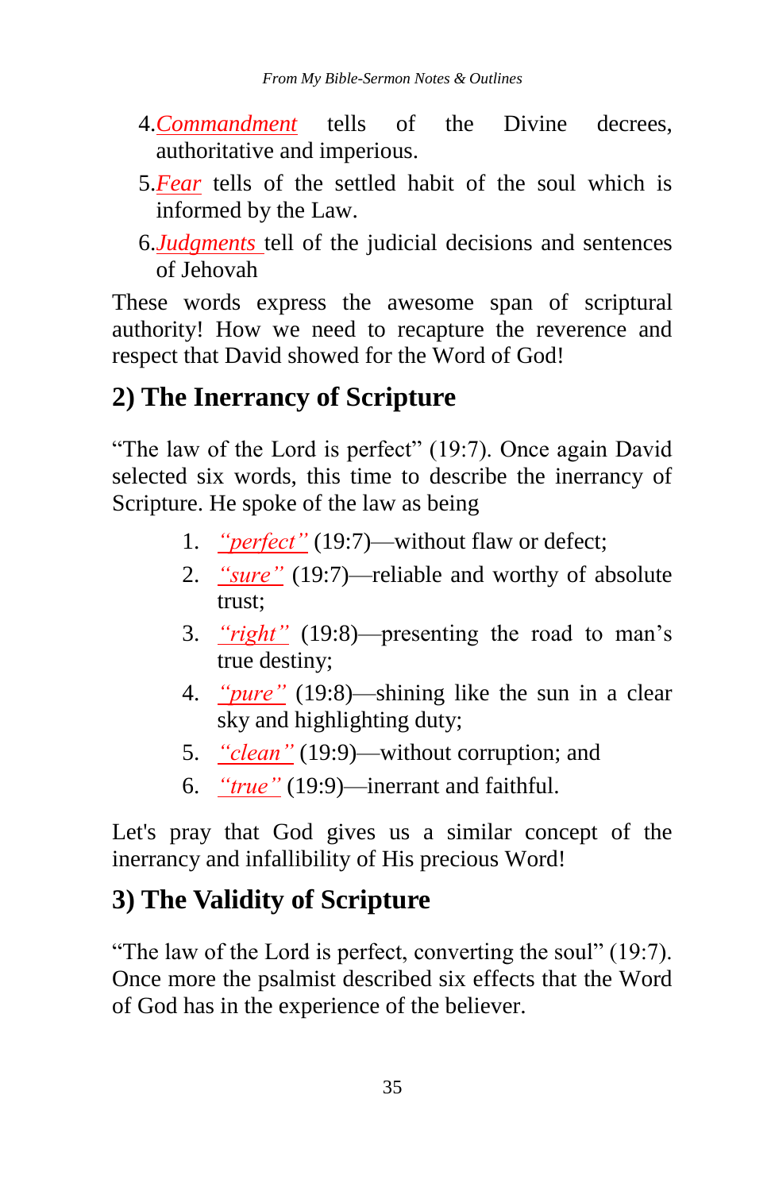4. *Commandment* tells of the Divine decrees, authoritative and imperious.
5. *Fear* tells of the settled habit of the soul which is informed by the Law.
6. *Judgments* tell of the judicial decisions and sentences of Jehovah

These words express the awesome span of scriptural authority! How we need to recapture the reverence and respect that David showed for the Word of God!

## 2) The Inerrancy of Scripture

"The law of the Lord is perfect" (19:7). Once again David selected six words, this time to describe the inerrancy of Scripture. He spoke of the law as being

1. *"perfect"* (19:7)—without flaw or defect;
2. *"sure"* (19:7)—reliable and worthy of absolute trust;
3. *"right"* (19:8)—presenting the road to man's true destiny;
4. *"pure"* (19:8)—shining like the sun in a clear sky and highlighting duty;
5. *"clean"* (19:9)—without corruption; and
6. *"true"* (19:9)—inerrant and faithful.

Let's pray that God gives us a similar concept of the inerrancy and infallibility of His precious Word!

## 3) The Validity of Scripture

"The law of the Lord is perfect, converting the soul" (19:7). Once more the psalmist described six effects that the Word of God has in the experience of the believer.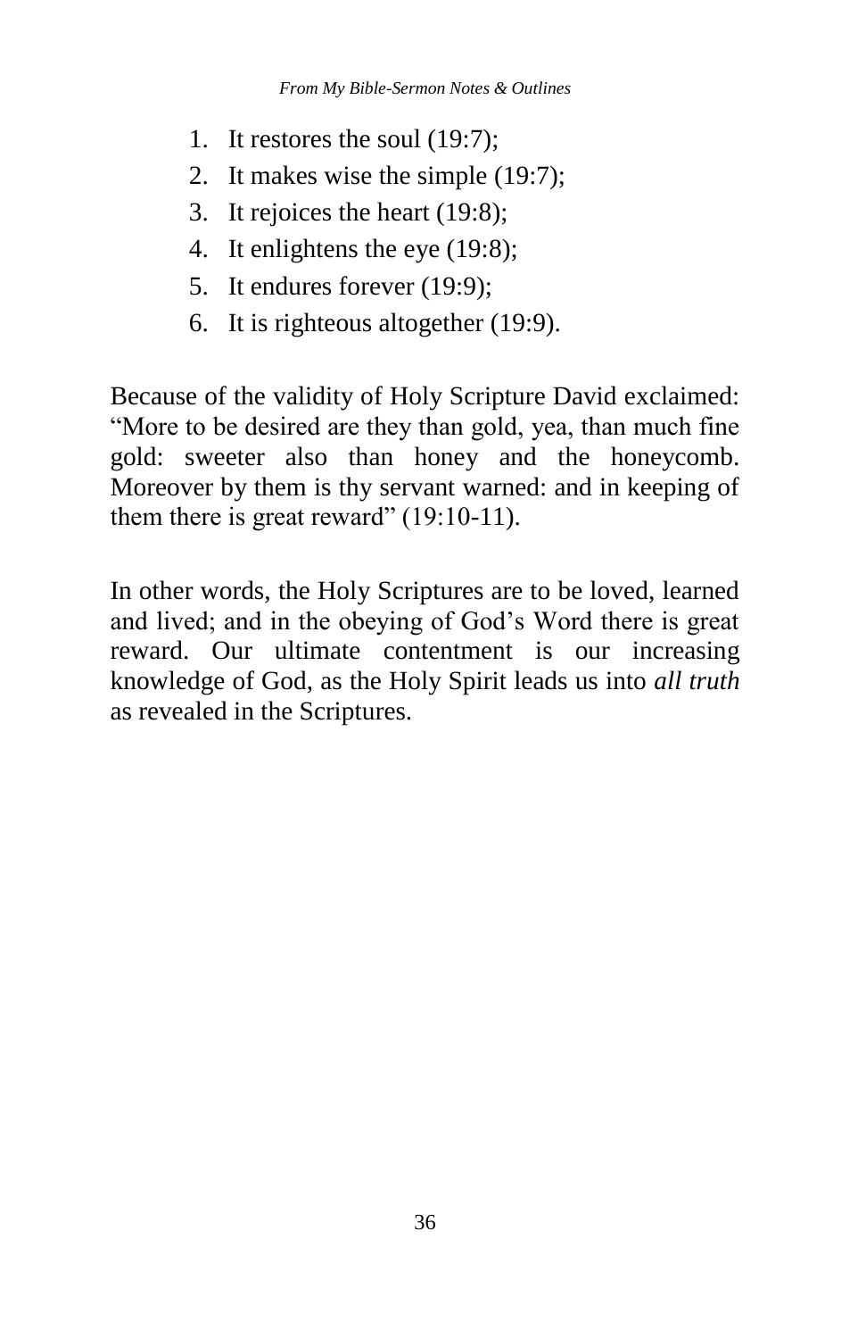1. It restores the soul (19:7);
2. It makes wise the simple (19:7);
3. It rejoices the heart (19:8);
4. It enlightens the eye (19:8);
5. It endures forever (19:9);
6. It is righteous altogether (19:9).

Because of the validity of Holy Scripture David exclaimed: "More to be desired are they than gold, yea, than much fine gold: sweeter also than honey and the honeycomb. Moreover by them is thy servant warned: and in keeping of them there is great reward" (19:10-11).

In other words, the Holy Scriptures are to be loved, learned and lived; and in the obeying of God's Word there is great reward. Our ultimate contentment is our increasing knowledge of God, as the Holy Spirit leads us into *all truth* as revealed in the Scriptures.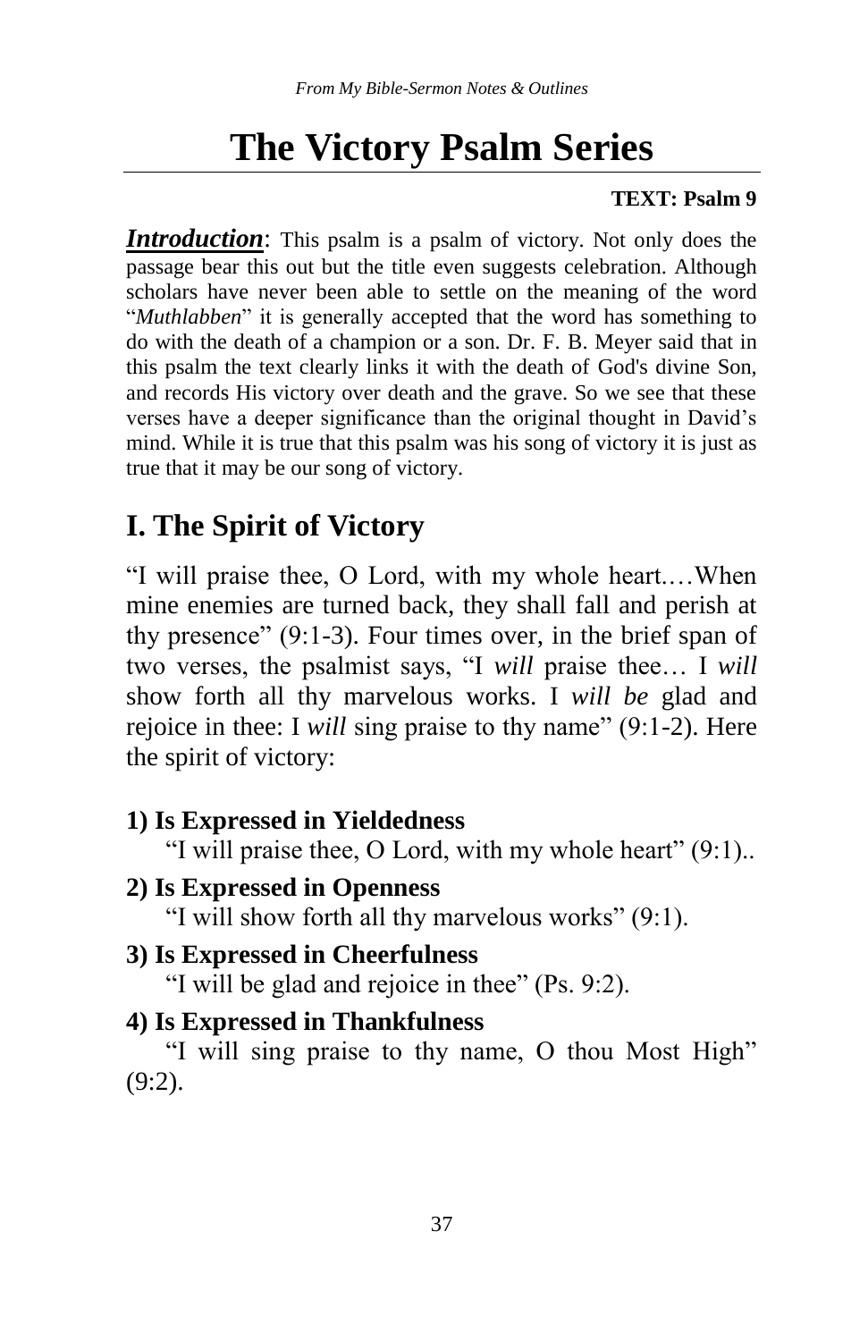# The Victory Psalm Series

**TEXT: Psalm 9**

***Introduction***: This psalm is a psalm of victory. Not only does the passage bear this out but the title even suggests celebration. Although scholars have never been able to settle on the meaning of the word "*Muthlabben*" it is generally accepted that the word has something to do with the death of a champion or a son. Dr. F. B. Meyer said that in this psalm the text clearly links it with the death of God's divine Son, and records His victory over death and the grave. So we see that these verses have a deeper significance than the original thought in David's mind. While it is true that this psalm was his song of victory it is just as true that it may be our song of victory.

## I. The Spirit of Victory

"I will praise thee, O Lord, with my whole heart.…When mine enemies are turned back, they shall fall and perish at thy presence" (9:1-3). Four times over, in the brief span of two verses, the psalmist says, "I *will* praise thee… I *will* show forth all thy marvelous works. I *will be* glad and rejoice in thee: I *will* sing praise to thy name" (9:1-2). Here the spirit of victory:

**1) Is Expressed in Yieldedness**

"I will praise thee, O Lord, with my whole heart" (9:1)..

**2) Is Expressed in Openness**

"I will show forth all thy marvelous works" (9:1).

**3) Is Expressed in Cheerfulness**

"I will be glad and rejoice in thee" (Ps. 9:2).

**4) Is Expressed in Thankfulness**

"I will sing praise to thy name, O thou Most High" (9:2).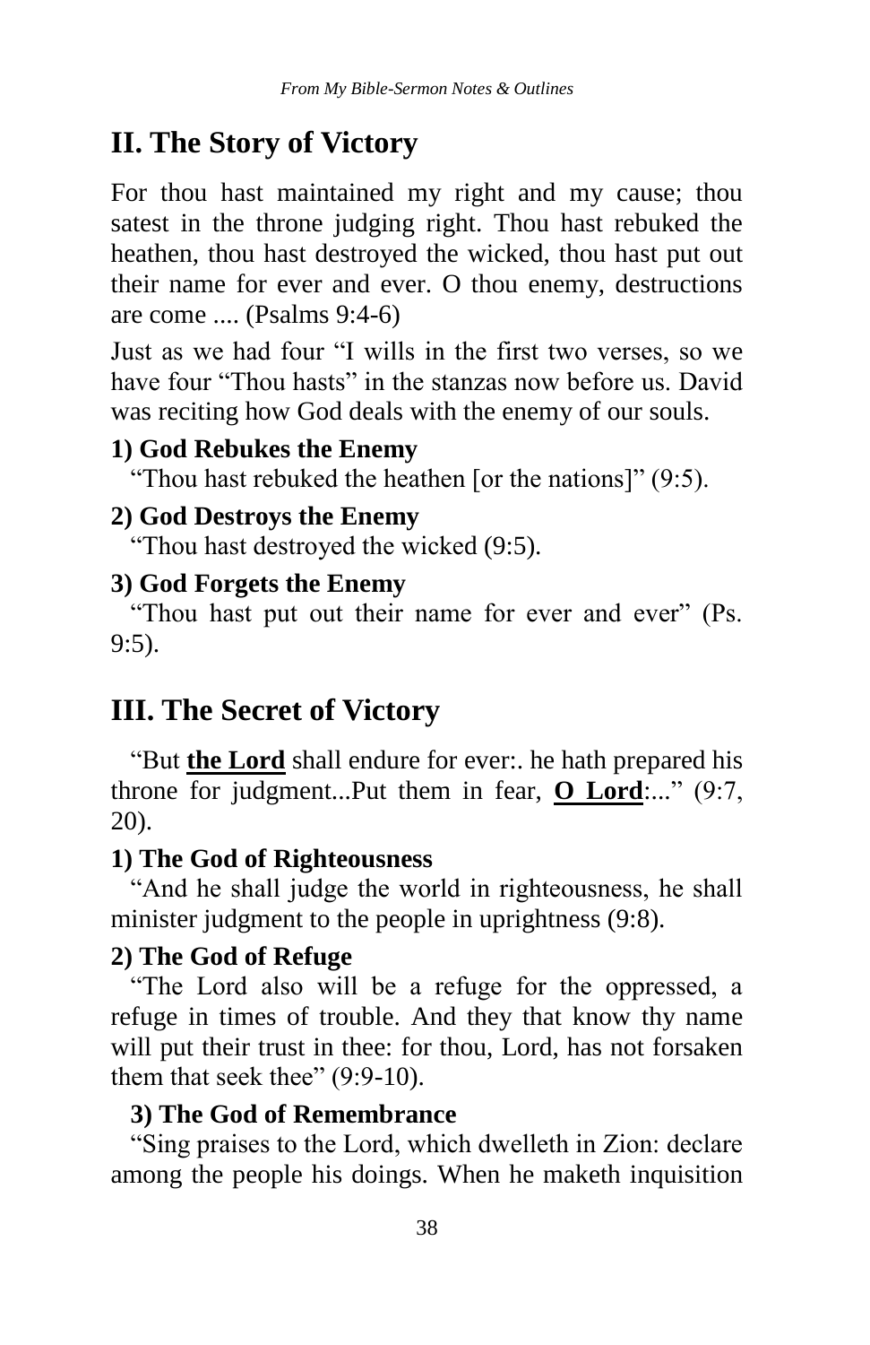## II. The Story of Victory

For thou hast maintained my right and my cause; thou satest in the throne judging right. Thou hast rebuked the heathen, thou hast destroyed the wicked, thou hast put out their name for ever and ever. O thou enemy, destructions are come .... (Psalms 9:4-6)

Just as we had four "I wills in the first two verses, so we have four "Thou hasts" in the stanzas now before us. David was reciting how God deals with the enemy of our souls.

### 1) God Rebukes the Enemy

"Thou hast rebuked the heathen [or the nations]" (9:5).

### 2) God Destroys the Enemy

"Thou hast destroyed the wicked (9:5).

### 3) God Forgets the Enemy

"Thou hast put out their name for ever and ever" (Ps. 9:5).

## III. The Secret of Victory

"But **<u>the Lord</u>** shall endure for ever:. he hath prepared his throne for judgment...Put them in fear, **<u>O Lord</u>**:..." (9:7, 20).

### 1) The God of Righteousness

"And he shall judge the world in righteousness, he shall minister judgment to the people in uprightness (9:8).

### 2) The God of Refuge

"The Lord also will be a refuge for the oppressed, a refuge in times of trouble. And they that know thy name will put their trust in thee: for thou, Lord, has not forsaken them that seek thee" (9:9-10).

### 3) The God of Remembrance

"Sing praises to the Lord, which dwelleth in Zion: declare among the people his doings. When he maketh inquisition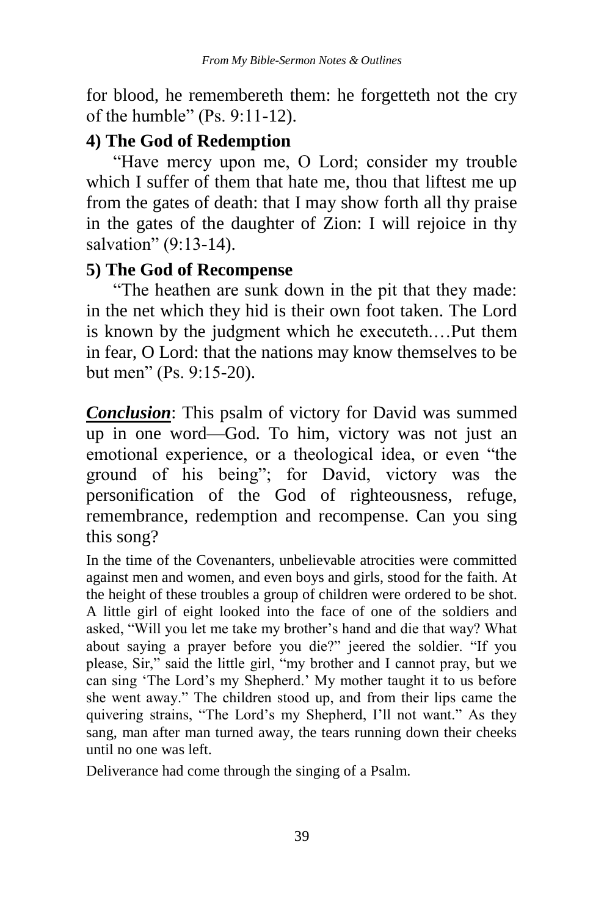for blood, he remembereth them: he forgetteth not the cry of the humble" (Ps. 9:11-12).

### 4) The God of Redemption

"Have mercy upon me, O Lord; consider my trouble which I suffer of them that hate me, thou that liftest me up from the gates of death: that I may show forth all thy praise in the gates of the daughter of Zion: I will rejoice in thy salvation" (9:13-14).

### 5) The God of Recompense

"The heathen are sunk down in the pit that they made: in the net which they hid is their own foot taken. The Lord is known by the judgment which he executeth.…Put them in fear, O Lord: that the nations may know themselves to be but men" (Ps. 9:15-20).

***Conclusion***: This psalm of victory for David was summed up in one word—God. To him, victory was not just an emotional experience, or a theological idea, or even "the ground of his being"; for David, victory was the personification of the God of righteousness, refuge, remembrance, redemption and recompense. Can you sing this song?

In the time of the Covenanters, unbelievable atrocities were committed against men and women, and even boys and girls, stood for the faith. At the height of these troubles a group of children were ordered to be shot. A little girl of eight looked into the face of one of the soldiers and asked, "Will you let me take my brother's hand and die that way? What about saying a prayer before you die?" jeered the soldier. "If you please, Sir," said the little girl, "my brother and I cannot pray, but we can sing 'The Lord's my Shepherd.' My mother taught it to us before she went away." The children stood up, and from their lips came the quivering strains, "The Lord's my Shepherd, I'll not want." As they sang, man after man turned away, the tears running down their cheeks until no one was left.

Deliverance had come through the singing of a Psalm.